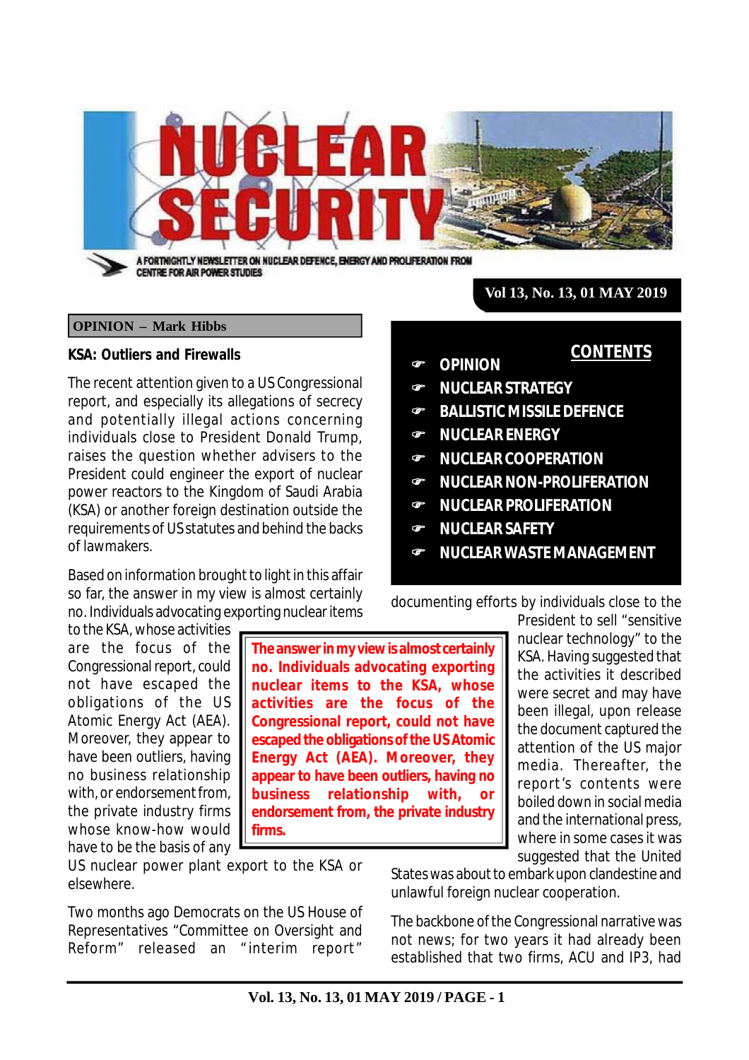# NUCLEAR SECURITY

A FORTNIGHTLY NEWSLETTER ON NUCLEAR DEFENCE, ENERGY AND PROLIFERATION FROM CENTRE FOR AIR POWER STUDIES

Vol 13, No. 13, 01 MAY 2019

**CONTENTS**

- OPINION
- NUCLEAR STRATEGY
- BALLISTIC MISSILE DEFENCE
- NUCLEAR ENERGY
- NUCLEAR COOPERATION
- NUCLEAR NON-PROLIFERATION
- NUCLEAR PROLIFERATION
- NUCLEAR SAFETY
- NUCLEAR WASTE MANAGEMENT

## OPINION – Mark Hibbs

### KSA: Outliers and Firewalls

The recent attention given to a US Congressional report, and especially its allegations of secrecy and potentially illegal actions concerning individuals close to President Donald Trump, raises the question whether advisers to the President could engineer the export of nuclear power reactors to the Kingdom of Saudi Arabia (KSA) or another foreign destination outside the requirements of US statutes and behind the backs of lawmakers.

Based on information brought to light in this affair so far, the answer in my view is almost certainly no. Individuals advocating exporting nuclear items to the KSA, whose activities are the focus of the Congressional report, could not have escaped the obligations of the US Atomic Energy Act (AEA). Moreover, they appear to have been outliers, having no business relationship with, or endorsement from, the private industry firms whose know-how would have to be the basis of any US nuclear power plant export to the KSA or elsewhere.

> **The answer in my view is almost certainly no. Individuals advocating exporting nuclear items to the KSA, whose activities are the focus of the Congressional report, could not have escaped the obligations of the US Atomic Energy Act (AEA). Moreover, they appear to have been outliers, having no business relationship with, or endorsement from, the private industry firms.**

Two months ago Democrats on the US House of Representatives "Committee on Oversight and Reform" released an "interim report" documenting efforts by individuals close to the President to sell "sensitive nuclear technology" to the KSA. Having suggested that the activities it described were secret and may have been illegal, upon release the document captured the attention of the US major media. Thereafter, the report's contents were boiled down in social media and the international press, where in some cases it was suggested that the United States was about to embark upon clandestine and unlawful foreign nuclear cooperation.

The backbone of the Congressional narrative was not news; for two years it had already been established that two firms, ACU and IP3, had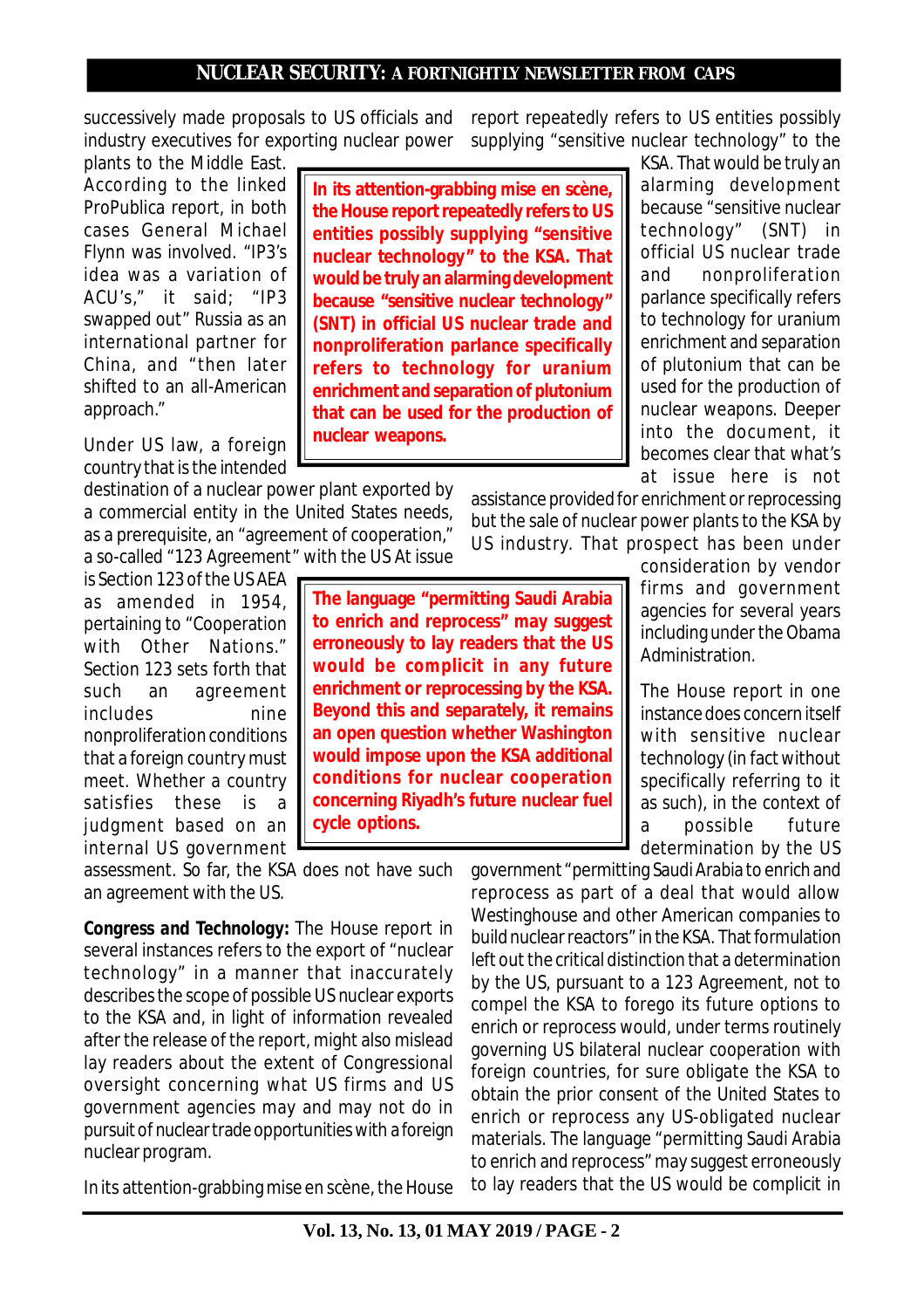successively made proposals to US officials and industry executives for exporting nuclear power plants to the Middle East. According to the linked ProPublica report, in both cases General Michael Flynn was involved. "IP3's idea was a variation of ACU's," it said; "IP3 swapped out" Russia as an international partner for China, and "then later shifted to an all-American approach."

> **In its attention-grabbing mise en scène, the House report repeatedly refers to US entities possibly supplying "sensitive nuclear technology" to the KSA. That would be truly an alarming development because "sensitive nuclear technology" (SNT) in official US nuclear trade and nonproliferation parlance specifically refers to technology for uranium enrichment and separation of plutonium that can be used for the production of nuclear weapons.**

Under US law, a foreign country that is the intended destination of a nuclear power plant exported by a commercial entity in the United States needs, as a prerequisite, an "agreement of cooperation," a so-called "123 Agreement" with the US At issue is Section 123 of the US AEA as amended in 1954, pertaining to "Cooperation with Other Nations." Section 123 sets forth that such an agreement includes nine nonproliferation conditions that a foreign country must meet. Whether a country satisfies these is a judgment based on an internal US government assessment. So far, the KSA does not have such an agreement with the US.

> **The language "permitting Saudi Arabia to enrich and reprocess" may suggest erroneously to lay readers that the US would be complicit in any future enrichment or reprocessing by the KSA. Beyond this and separately, it remains an open question whether Washington would impose upon the KSA additional conditions for nuclear cooperation concerning Riyadh's future nuclear fuel cycle options.**

**Congress and Technology:** The House report in several instances refers to the export of "nuclear technology" in a manner that inaccurately describes the scope of possible US nuclear exports to the KSA and, in light of information revealed after the release of the report, might also mislead lay readers about the extent of Congressional oversight concerning what US firms and US government agencies may and may not do in pursuit of nuclear trade opportunities with a foreign nuclear program.

In its attention-grabbing mise en scène, the House report repeatedly refers to US entities possibly supplying "sensitive nuclear technology" to the KSA. That would be truly an alarming development because "sensitive nuclear technology" (SNT) in official US nuclear trade and nonproliferation parlance specifically refers to technology for uranium enrichment and separation of plutonium that can be used for the production of nuclear weapons. Deeper into the document, it becomes clear that what's at issue here is not assistance provided for enrichment or reprocessing but the sale of nuclear power plants to the KSA by US industry. That prospect has been under consideration by vendor firms and government agencies for several years including under the Obama Administration.

The House report in one instance does concern itself with sensitive nuclear technology (in fact without specifically referring to it as such), in the context of a possible future determination by the US government "permitting Saudi Arabia to enrich and reprocess as part of a deal that would allow Westinghouse and other American companies to build nuclear reactors" in the KSA. That formulation left out the critical distinction that a determination by the US, pursuant to a 123 Agreement, not to compel the KSA to forego its future options to enrich or reprocess would, under terms routinely governing US bilateral nuclear cooperation with foreign countries, for sure obligate the KSA to obtain the prior consent of the United States to enrich or reprocess any US-obligated nuclear materials. The language "permitting Saudi Arabia to enrich and reprocess" may suggest erroneously to lay readers that the US would be complicit in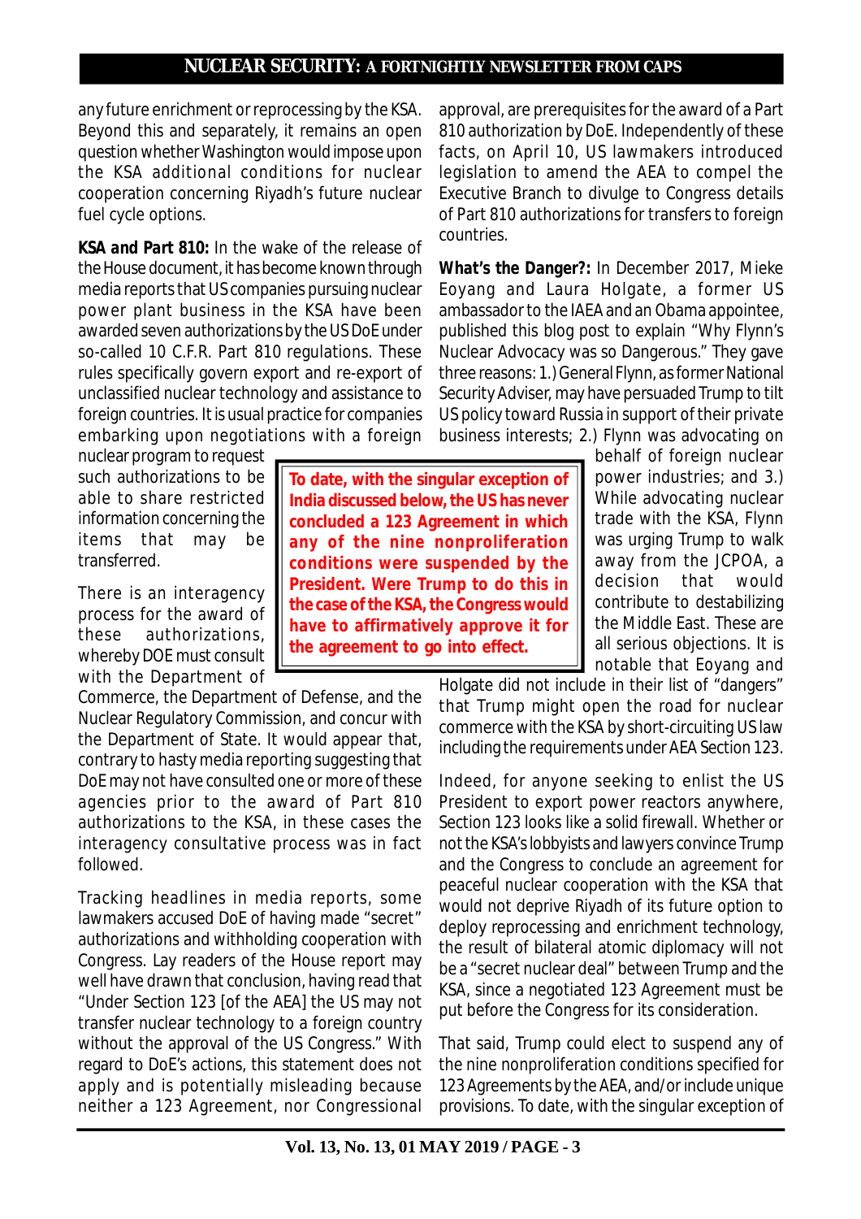any future enrichment or reprocessing by the KSA. Beyond this and separately, it remains an open question whether Washington would impose upon the KSA additional conditions for nuclear cooperation concerning Riyadh's future nuclear fuel cycle options.

**KSA and Part 810:** In the wake of the release of the House document, it has become known through media reports that US companies pursuing nuclear power plant business in the KSA have been awarded seven authorizations by the US DoE under so-called 10 C.F.R. Part 810 regulations. These rules specifically govern export and re-export of unclassified nuclear technology and assistance to foreign countries. It is usual practice for companies embarking upon negotiations with a foreign nuclear program to request such authorizations to be able to share restricted information concerning the items that may be transferred.

There is an interagency process for the award of these authorizations, whereby DOE must consult with the Department of Commerce, the Department of Defense, and the Nuclear Regulatory Commission, and concur with the Department of State. It would appear that, contrary to hasty media reporting suggesting that DoE may not have consulted one or more of these agencies prior to the award of Part 810 authorizations to the KSA, in these cases the interagency consultative process was in fact followed.

Tracking headlines in media reports, some lawmakers accused DoE of having made "secret" authorizations and withholding cooperation with Congress. Lay readers of the House report may well have drawn that conclusion, having read that "Under Section 123 [of the AEA] the US may not transfer nuclear technology to a foreign country without the approval of the US Congress." With regard to DoE's actions, this statement does not apply and is potentially misleading because neither a 123 Agreement, nor Congressional approval, are prerequisites for the award of a Part 810 authorization by DoE. Independently of these facts, on April 10, US lawmakers introduced legislation to amend the AEA to compel the Executive Branch to divulge to Congress details of Part 810 authorizations for transfers to foreign countries.

**What's the Danger?:** In December 2017, Mieke Eoyang and Laura Holgate, a former US ambassador to the IAEA and an Obama appointee, published this blog post to explain "Why Flynn's Nuclear Advocacy was so Dangerous." They gave three reasons: 1.) General Flynn, as former National Security Adviser, may have persuaded Trump to tilt US policy toward Russia in support of their private business interests; 2.) Flynn was advocating on behalf of foreign nuclear power industries; and 3.) While advocating nuclear trade with the KSA, Flynn was urging Trump to walk away from the JCPOA, a decision that would contribute to destabilizing the Middle East. These are all serious objections. It is notable that Eoyang and Holgate did not include in their list of "dangers" that Trump might open the road for nuclear commerce with the KSA by short-circuiting US law including the requirements under AEA Section 123.

> **To date, with the singular exception of India discussed below, the US has never concluded a 123 Agreement in which any of the nine nonproliferation conditions were suspended by the President. Were Trump to do this in the case of the KSA, the Congress would have to affirmatively approve it for the agreement to go into effect.**

Indeed, for anyone seeking to enlist the US President to export power reactors anywhere, Section 123 looks like a solid firewall. Whether or not the KSA's lobbyists and lawyers convince Trump and the Congress to conclude an agreement for peaceful nuclear cooperation with the KSA that would not deprive Riyadh of its future option to deploy reprocessing and enrichment technology, the result of bilateral atomic diplomacy will not be a "secret nuclear deal" between Trump and the KSA, since a negotiated 123 Agreement must be put before the Congress for its consideration.

That said, Trump could elect to suspend any of the nine nonproliferation conditions specified for 123 Agreements by the AEA, and/or include unique provisions. To date, with the singular exception of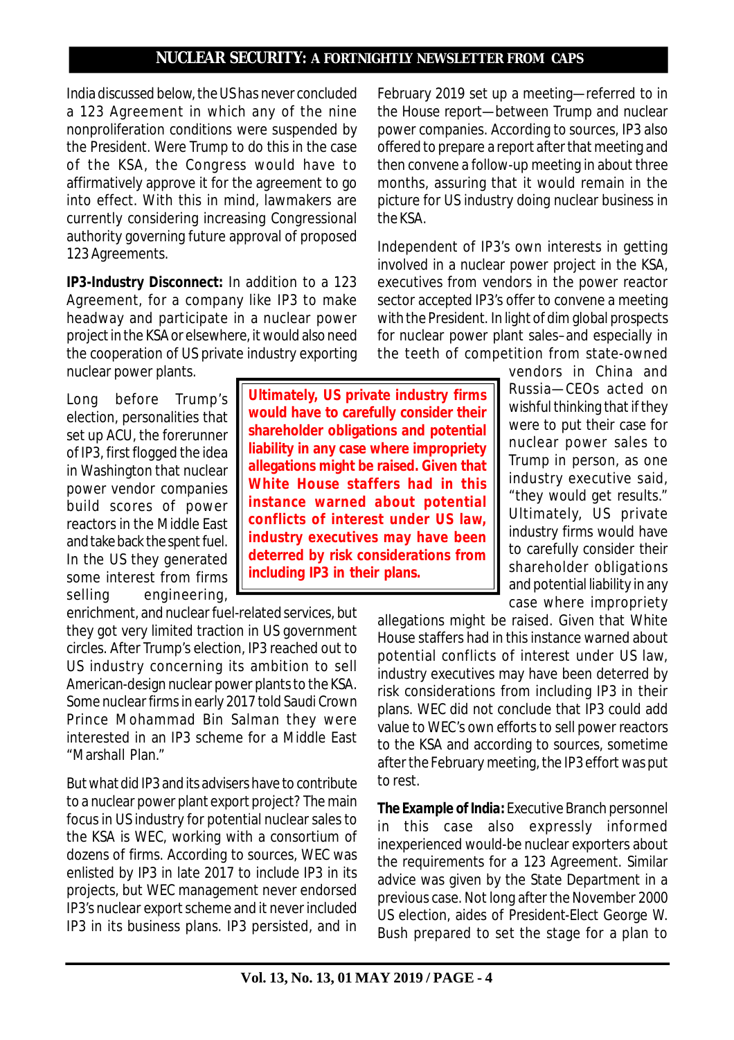India discussed below, the US has never concluded a 123 Agreement in which any of the nine nonproliferation conditions were suspended by the President. Were Trump to do this in the case of the KSA, the Congress would have to affirmatively approve it for the agreement to go into effect. With this in mind, lawmakers are currently considering increasing Congressional authority governing future approval of proposed 123 Agreements.

**IP3-Industry Disconnect:** In addition to a 123 Agreement, for a company like IP3 to make headway and participate in a nuclear power project in the KSA or elsewhere, it would also need the cooperation of US private industry exporting nuclear power plants.

Long before Trump's election, personalities that set up ACU, the forerunner of IP3, first flogged the idea in Washington that nuclear power vendor companies build scores of power reactors in the Middle East and take back the spent fuel. In the US they generated some interest from firms selling engineering, enrichment, and nuclear fuel-related services, but they got very limited traction in US government circles. After Trump's election, IP3 reached out to US industry concerning its ambition to sell American-design nuclear power plants to the KSA. Some nuclear firms in early 2017 told Saudi Crown Prince Mohammad Bin Salman they were interested in an IP3 scheme for a Middle East "Marshall Plan."

> **Ultimately, US private industry firms would have to carefully consider their shareholder obligations and potential liability in any case where impropriety allegations might be raised. Given that White House staffers had in this instance warned about potential conflicts of interest under US law, industry executives may have been deterred by risk considerations from including IP3 in their plans.**

But what did IP3 and its advisers have to contribute to a nuclear power plant export project? The main focus in US industry for potential nuclear sales to the KSA is WEC, working with a consortium of dozens of firms. According to sources, WEC was enlisted by IP3 in late 2017 to include IP3 in its projects, but WEC management never endorsed IP3's nuclear export scheme and it never included IP3 in its business plans. IP3 persisted, and in February 2019 set up a meeting—referred to in the House report—between Trump and nuclear power companies. According to sources, IP3 also offered to prepare a report after that meeting and then convene a follow-up meeting in about three months, assuring that it would remain in the picture for US industry doing nuclear business in the KSA.

Independent of IP3's own interests in getting involved in a nuclear power project in the KSA, executives from vendors in the power reactor sector accepted IP3's offer to convene a meeting with the President. In light of dim global prospects for nuclear power plant sales–and especially in the teeth of competition from state-owned vendors in China and Russia—CEOs acted on wishful thinking that if they were to put their case for nuclear power sales to Trump in person, as one industry executive said, "they would get results." Ultimately, US private industry firms would have to carefully consider their shareholder obligations and potential liability in any case where impropriety allegations might be raised. Given that White House staffers had in this instance warned about potential conflicts of interest under US law, industry executives may have been deterred by risk considerations from including IP3 in their plans. WEC did not conclude that IP3 could add value to WEC's own efforts to sell power reactors to the KSA and according to sources, sometime after the February meeting, the IP3 effort was put to rest.

**The Example of India:** Executive Branch personnel in this case also expressly informed inexperienced would-be nuclear exporters about the requirements for a 123 Agreement. Similar advice was given by the State Department in a previous case. Not long after the November 2000 US election, aides of President-Elect George W. Bush prepared to set the stage for a plan to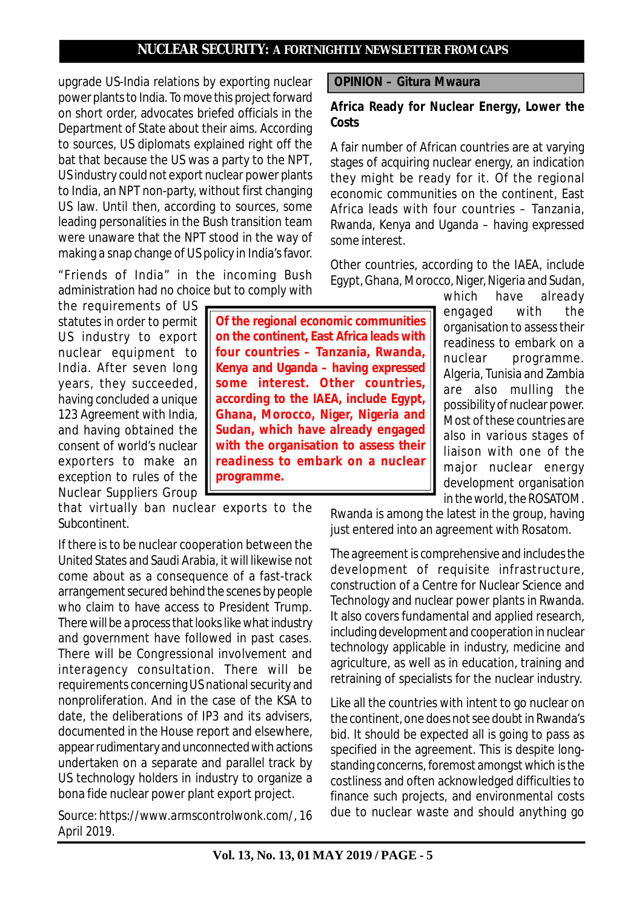upgrade US-India relations by exporting nuclear power plants to India. To move this project forward on short order, advocates briefed officials in the Department of State about their aims. According to sources, US diplomats explained right off the bat that because the US was a party to the NPT, US industry could not export nuclear power plants to India, an NPT non-party, without first changing US law. Until then, according to sources, some leading personalities in the Bush transition team were unaware that the NPT stood in the way of making a snap change of US policy in India's favor.

"Friends of India" in the incoming Bush administration had no choice but to comply with the requirements of US statutes in order to permit US industry to export nuclear equipment to India. After seven long years, they succeeded, having concluded a unique 123 Agreement with India, and having obtained the consent of world's nuclear exporters to make an exception to rules of the Nuclear Suppliers Group that virtually ban nuclear exports to the Subcontinent.

If there is to be nuclear cooperation between the United States and Saudi Arabia, it will likewise not come about as a consequence of a fast-track arrangement secured behind the scenes by people who claim to have access to President Trump. There will be a process that looks like what industry and government have followed in past cases. There will be Congressional involvement and interagency consultation. There will be requirements concerning US national security and nonproliferation. And in the case of the KSA to date, the deliberations of IP3 and its advisers, documented in the House report and elsewhere, appear rudimentary and unconnected with actions undertaken on a separate and parallel track by US technology holders in industry to organize a bona fide nuclear power plant export project.

Source: https://www.armscontrolwonk.com/, 16 April 2019.

## OPINION – Gitura Mwaura

### Africa Ready for Nuclear Energy, Lower the Costs

A fair number of African countries are at varying stages of acquiring nuclear energy, an indication they might be ready for it. Of the regional economic communities on the continent, East Africa leads with four countries – Tanzania, Rwanda, Kenya and Uganda – having expressed some interest.

Other countries, according to the IAEA, include Egypt, Ghana, Morocco, Niger, Nigeria and Sudan, which have already engaged with the organisation to assess their readiness to embark on a nuclear programme. Algeria, Tunisia and Zambia are also mulling the possibility of nuclear power. Most of these countries are also in various stages of liaison with one of the major nuclear energy development organisation in the world, the ROSATOM. Rwanda is among the latest in the group, having just entered into an agreement with Rosatom.

> **Of the regional economic communities on the continent, East Africa leads with four countries – Tanzania, Rwanda, Kenya and Uganda – having expressed some interest. Other countries, according to the IAEA, include Egypt, Ghana, Morocco, Niger, Nigeria and Sudan, which have already engaged with the organisation to assess their readiness to embark on a nuclear programme.**

The agreement is comprehensive and includes the development of requisite infrastructure, construction of a Centre for Nuclear Science and Technology and nuclear power plants in Rwanda. It also covers fundamental and applied research, including development and cooperation in nuclear technology applicable in industry, medicine and agriculture, as well as in education, training and retraining of specialists for the nuclear industry.

Like all the countries with intent to go nuclear on the continent, one does not see doubt in Rwanda's bid. It should be expected all is going to pass as specified in the agreement. This is despite long-standing concerns, foremost amongst which is the costliness and often acknowledged difficulties to finance such projects, and environmental costs due to nuclear waste and should anything go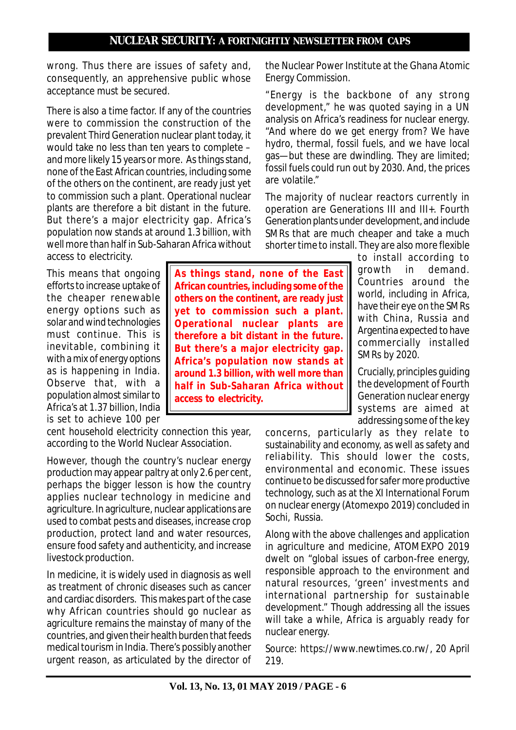wrong. Thus there are issues of safety and, consequently, an apprehensive public whose acceptance must be secured.

There is also a time factor. If any of the countries were to commission the construction of the prevalent Third Generation nuclear plant today, it would take no less than ten years to complete – and more likely 15 years or more. As things stand, none of the East African countries, including some of the others on the continent, are ready just yet to commission such a plant. Operational nuclear plants are therefore a bit distant in the future. But there's a major electricity gap. Africa's population now stands at around 1.3 billion, with well more than half in Sub-Saharan Africa without access to electricity.

**As things stand, none of the East African countries, including some of the others on the continent, are ready just yet to commission such a plant. Operational nuclear plants are therefore a bit distant in the future. But there's a major electricity gap. Africa's population now stands at around 1.3 billion, with well more than half in Sub-Saharan Africa without access to electricity.**

This means that ongoing efforts to increase uptake of the cheaper renewable energy options such as solar and wind technologies must continue. This is inevitable, combining it with a mix of energy options as is happening in India. Observe that, with a population almost similar to Africa's at 1.37 billion, India is set to achieve 100 per cent household electricity connection this year, according to the World Nuclear Association.

However, though the country's nuclear energy production may appear paltry at only 2.6 per cent, perhaps the bigger lesson is how the country applies nuclear technology in medicine and agriculture. In agriculture, nuclear applications are used to combat pests and diseases, increase crop production, protect land and water resources, ensure food safety and authenticity, and increase livestock production.

In medicine, it is widely used in diagnosis as well as treatment of chronic diseases such as cancer and cardiac disorders. This makes part of the case why African countries should go nuclear as agriculture remains the mainstay of many of the countries, and given their health burden that feeds medical tourism in India. There's possibly another urgent reason, as articulated by the director of the Nuclear Power Institute at the Ghana Atomic Energy Commission.

"Energy is the backbone of any strong development," he was quoted saying in a UN analysis on Africa's readiness for nuclear energy. "And where do we get energy from? We have hydro, thermal, fossil fuels, and we have local gas—but these are dwindling. They are limited; fossil fuels could run out by 2030. And, the prices are volatile."

The majority of nuclear reactors currently in operation are Generations III and III+. Fourth Generation plants under development, and include SMRs that are much cheaper and take a much shorter time to install. They are also more flexible to install according to growth in demand. Countries around the world, including in Africa, have their eye on the SMRs with China, Russia and Argentina expected to have commercially installed SMRs by 2020.

Crucially, principles guiding the development of Fourth Generation nuclear energy systems are aimed at addressing some of the key concerns, particularly as they relate to sustainability and economy, as well as safety and reliability. This should lower the costs, environmental and economic. These issues continue to be discussed for safer more productive technology, such as at the XI International Forum on nuclear energy (Atomexpo 2019) concluded in Sochi, Russia.

Along with the above challenges and application in agriculture and medicine, ATOMEXPO 2019 dwelt on "global issues of carbon-free energy, responsible approach to the environment and natural resources, 'green' investments and international partnership for sustainable development." Though addressing all the issues will take a while, Africa is arguably ready for nuclear energy.

Source: https://www.newtimes.co.rw/, 20 April 219.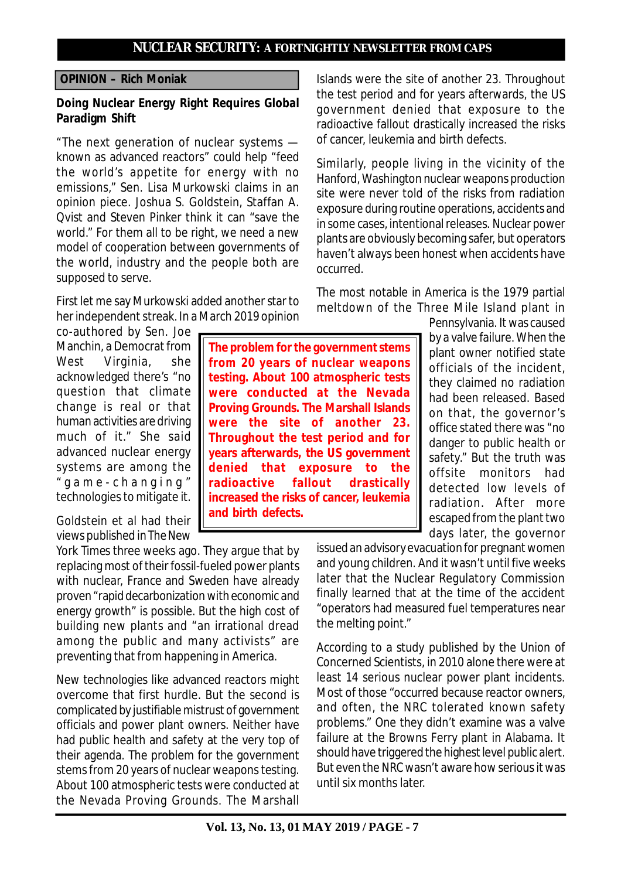**OPINION – Rich Moniak**

## Doing Nuclear Energy Right Requires Global Paradigm Shift

"The next generation of nuclear systems — known as advanced reactors" could help "feed the world's appetite for energy with no emissions," Sen. Lisa Murkowski claims in an opinion piece. Joshua S. Goldstein, Staffan A. Qvist and Steven Pinker think it can "save the world." For them all to be right, we need a new model of cooperation between governments of the world, industry and the people both are supposed to serve.

First let me say Murkowski added another star to her independent streak. In a March 2019 opinion co-authored by Sen. Joe Manchin, a Democrat from West Virginia, she acknowledged there's "no question that climate change is real or that human activities are driving much of it." She said advanced nuclear energy systems are among the "game-changing" technologies to mitigate it.

Goldstein et al had their views published in The New York Times three weeks ago. They argue that by replacing most of their fossil-fueled power plants with nuclear, France and Sweden have already proven "rapid decarbonization with economic and energy growth" is possible. But the high cost of building new plants and "an irrational dread among the public and many activists" are preventing that from happening in America.

New technologies like advanced reactors might overcome that first hurdle. But the second is complicated by justifiable mistrust of government officials and power plant owners. Neither have had public health and safety at the very top of their agenda. The problem for the government stems from 20 years of nuclear weapons testing. About 100 atmospheric tests were conducted at the Nevada Proving Grounds. The Marshall Islands were the site of another 23. Throughout the test period and for years afterwards, the US government denied that exposure to the radioactive fallout drastically increased the risks of cancer, leukemia and birth defects.

> **The problem for the government stems from 20 years of nuclear weapons testing. About 100 atmospheric tests were conducted at the Nevada Proving Grounds. The Marshall Islands were the site of another 23. Throughout the test period and for years afterwards, the US government denied that exposure to the radioactive fallout drastically increased the risks of cancer, leukemia and birth defects.**

Similarly, people living in the vicinity of the Hanford, Washington nuclear weapons production site were never told of the risks from radiation exposure during routine operations, accidents and in some cases, intentional releases. Nuclear power plants are obviously becoming safer, but operators haven't always been honest when accidents have occurred.

The most notable in America is the 1979 partial meltdown of the Three Mile Island plant in Pennsylvania. It was caused by a valve failure. When the plant owner notified state officials of the incident, they claimed no radiation had been released. Based on that, the governor's office stated there was "no danger to public health or safety." But the truth was offsite monitors had detected low levels of radiation. After more escaped from the plant two days later, the governor issued an advisory evacuation for pregnant women and young children. And it wasn't until five weeks later that the Nuclear Regulatory Commission finally learned that at the time of the accident "operators had measured fuel temperatures near the melting point."

According to a study published by the Union of Concerned Scientists, in 2010 alone there were at least 14 serious nuclear power plant incidents. Most of those "occurred because reactor owners, and often, the NRC tolerated known safety problems." One they didn't examine was a valve failure at the Browns Ferry plant in Alabama. It should have triggered the highest level public alert. But even the NRC wasn't aware how serious it was until six months later.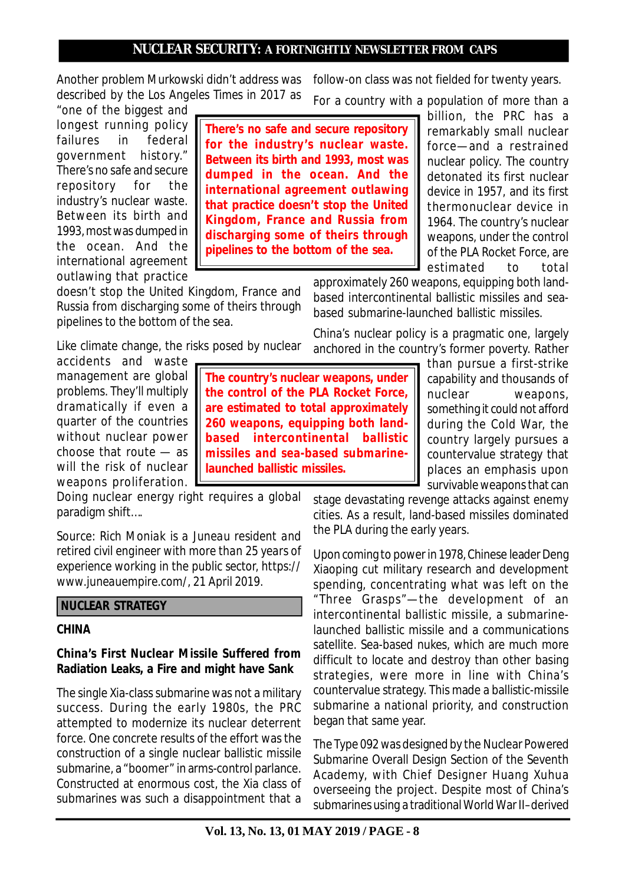Another problem Murkowski didn't address was described by the Los Angeles Times in 2017 as "one of the biggest and longest running policy failures in federal government history." There's no safe and secure repository for the industry's nuclear waste. Between its birth and 1993, most was dumped in the ocean. And the international agreement outlawing that practice doesn't stop the United Kingdom, France and Russia from discharging some of theirs through pipelines to the bottom of the sea.

**There's no safe and secure repository for the industry's nuclear waste. Between its birth and 1993, most was dumped in the ocean. And the international agreement outlawing that practice doesn't stop the United Kingdom, France and Russia from discharging some of theirs through pipelines to the bottom of the sea.**

Like climate change, the risks posed by nuclear accidents and waste management are global problems. They'll multiply dramatically if even a quarter of the countries without nuclear power choose that route — as will the risk of nuclear weapons proliferation. Doing nuclear energy right requires a global paradigm shift….

*Source:* Rich Moniak is a Juneau resident and retired civil engineer with more than 25 years of experience working in the public sector, https://www.juneauempire.com/, 21 April 2019.

## NUCLEAR STRATEGY

### CHINA

### China's First Nuclear Missile Suffered from Radiation Leaks, a Fire and might have Sank

The single Xia-class submarine was not a military success. During the early 1980s, the PRC attempted to modernize its nuclear deterrent force. One concrete results of the effort was the construction of a single nuclear ballistic missile submarine, a "boomer" in arms-control parlance. Constructed at enormous cost, the Xia class of submarines was such a disappointment that a follow-on class was not fielded for twenty years.

For a country with a population of more than a billion, the PRC has a remarkably small nuclear force—and a restrained nuclear policy. The country detonated its first nuclear device in 1957, and its first thermonuclear device in 1964. The country's nuclear weapons, under the control of the PLA Rocket Force, are estimated to total approximately 260 weapons, equipping both land-based intercontinental ballistic missiles and sea-based submarine-launched ballistic missiles.

**The country's nuclear weapons, under the control of the PLA Rocket Force, are estimated to total approximately 260 weapons, equipping both land-based intercontinental ballistic missiles and sea-based submarine-launched ballistic missiles.**

China's nuclear policy is a pragmatic one, largely anchored in the country's former poverty. Rather than pursue a first-strike capability and thousands of nuclear weapons, something it could not afford during the Cold War, the country largely pursues a countervalue strategy that places an emphasis upon survivable weapons that can stage devastating revenge attacks against enemy cities. As a result, land-based missiles dominated the PLA during the early years.

Upon coming to power in 1978, Chinese leader Deng Xiaoping cut military research and development spending, concentrating what was left on the "Three Grasps"—the development of an intercontinental ballistic missile, a submarine-launched ballistic missile and a communications satellite. Sea-based nukes, which are much more difficult to locate and destroy than other basing strategies, were more in line with China's countervalue strategy. This made a ballistic-missile submarine a national priority, and construction began that same year.

The Type 092 was designed by the Nuclear Powered Submarine Overall Design Section of the Seventh Academy, with Chief Designer Huang Xuhua overseeing the project. Despite most of China's submarines using a traditional World War II–derived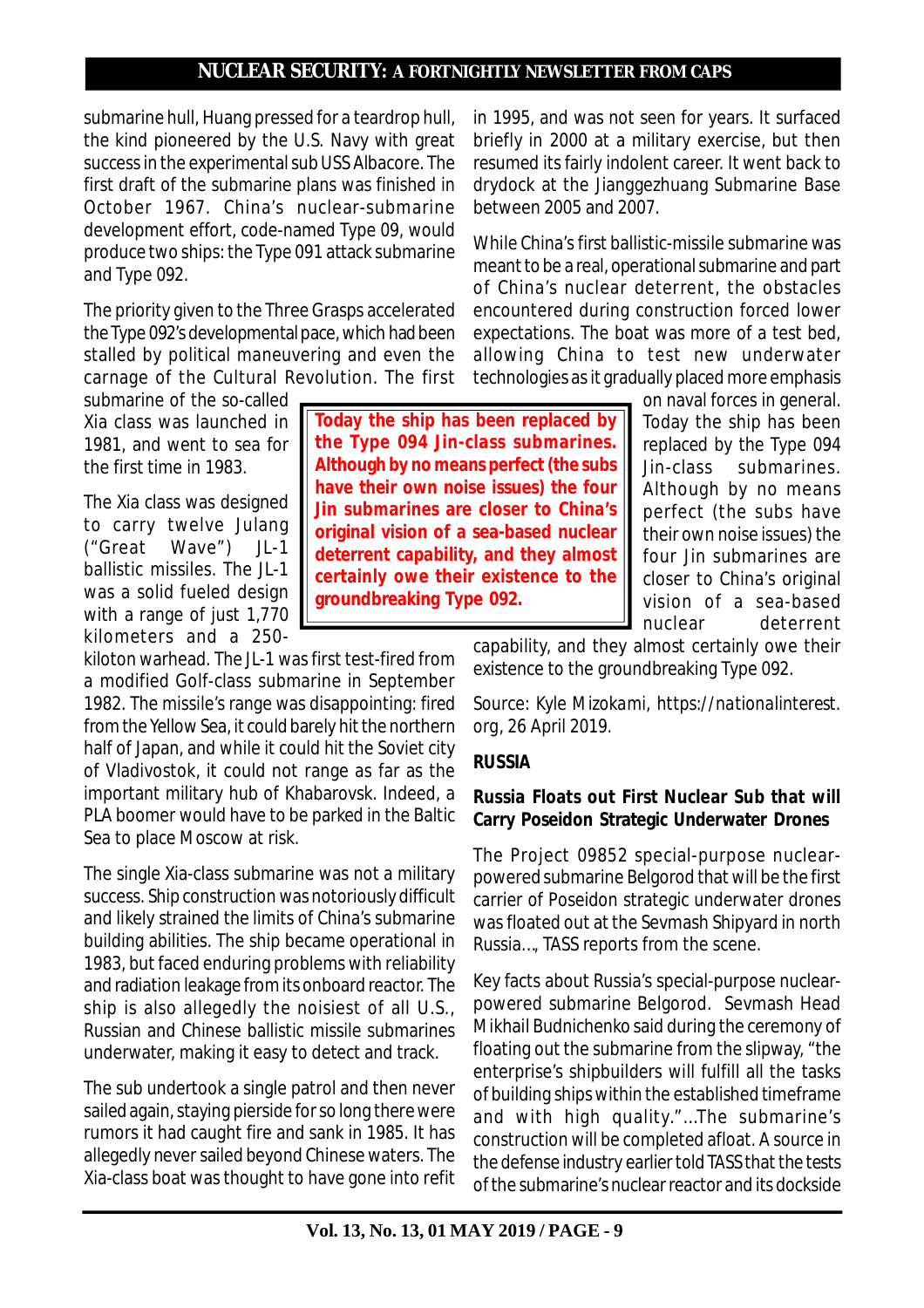submarine hull, Huang pressed for a teardrop hull, the kind pioneered by the U.S. Navy with great success in the experimental sub USS Albacore. The first draft of the submarine plans was finished in October 1967. China's nuclear-submarine development effort, code-named Type 09, would produce two ships: the Type 091 attack submarine and Type 092.

The priority given to the Three Grasps accelerated the Type 092's developmental pace, which had been stalled by political maneuvering and even the carnage of the Cultural Revolution. The first submarine of the so-called Xia class was launched in 1981, and went to sea for the first time in 1983.

The Xia class was designed to carry twelve Julang ("Great Wave") JL-1 ballistic missiles. The JL-1 was a solid fueled design with a range of just 1,770 kilometers and a 250-kiloton warhead. The JL-1 was first test-fired from a modified Golf-class submarine in September 1982. The missile's range was disappointing: fired from the Yellow Sea, it could barely hit the northern half of Japan, and while it could hit the Soviet city of Vladivostok, it could not range as far as the important military hub of Khabarovsk. Indeed, a PLA boomer would have to be parked in the Baltic Sea to place Moscow at risk.

The single Xia-class submarine was not a military success. Ship construction was notoriously difficult and likely strained the limits of China's submarine building abilities. The ship became operational in 1983, but faced enduring problems with reliability and radiation leakage from its onboard reactor. The ship is also allegedly the noisiest of all U.S., Russian and Chinese ballistic missile submarines underwater, making it easy to detect and track.

The sub undertook a single patrol and then never sailed again, staying pierside for so long there were rumors it had caught fire and sank in 1985. It has allegedly never sailed beyond Chinese waters. The Xia-class boat was thought to have gone into refit in 1995, and was not seen for years. It surfaced briefly in 2000 at a military exercise, but then resumed its fairly indolent career. It went back to drydock at the Jianggezhuang Submarine Base between 2005 and 2007.

While China's first ballistic-missile submarine was meant to be a real, operational submarine and part of China's nuclear deterrent, the obstacles encountered during construction forced lower expectations. The boat was more of a test bed, allowing China to test new underwater technologies as it gradually placed more emphasis on naval forces in general. Today the ship has been replaced by the Type 094 Jin-class submarines. Although by no means perfect (the subs have their own noise issues) the four Jin submarines are closer to China's original vision of a sea-based nuclear deterrent capability, and they almost certainly owe their existence to the groundbreaking Type 092.

**Today the ship has been replaced by the Type 094 Jin-class submarines. Although by no means perfect (the subs have their own noise issues) the four Jin submarines are closer to China's original vision of a sea-based nuclear deterrent capability, and they almost certainly owe their existence to the groundbreaking Type 092.**

Source: Kyle Mizokami, https://nationalinterest.org, 26 April 2019.

## RUSSIA

### Russia Floats out First Nuclear Sub that will Carry Poseidon Strategic Underwater Drones

The Project 09852 special-purpose nuclear-powered submarine Belgorod that will be the first carrier of Poseidon strategic underwater drones was floated out at the Sevmash Shipyard in north Russia..., TASS reports from the scene.

Key facts about Russia's special-purpose nuclear-powered submarine Belgorod. Sevmash Head Mikhail Budnichenko said during the ceremony of floating out the submarine from the slipway, "the enterprise's shipbuilders will fulfill all the tasks of building ships within the established timeframe and with high quality."...The submarine's construction will be completed afloat. A source in the defense industry earlier told TASS that the tests of the submarine's nuclear reactor and its dockside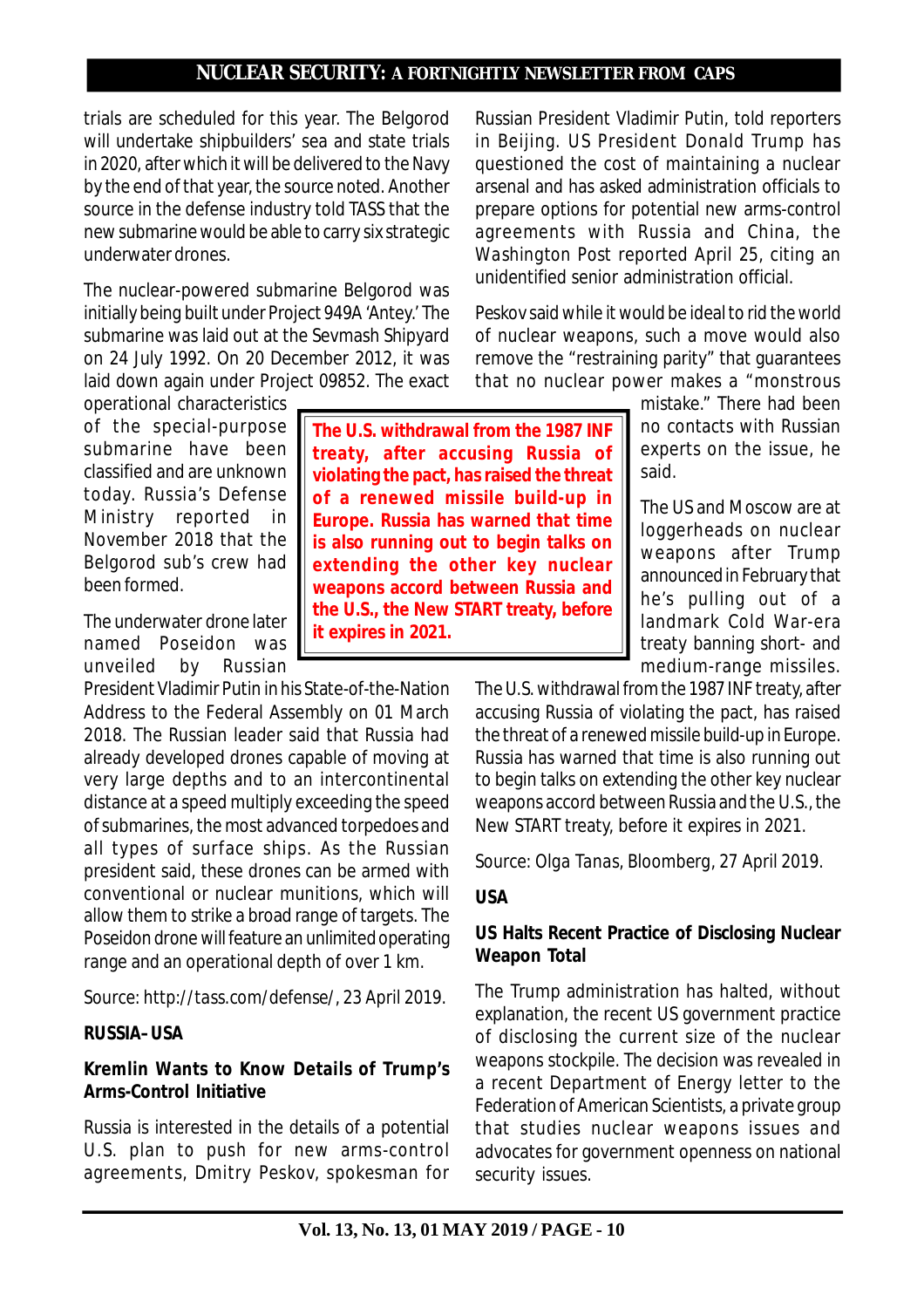trials are scheduled for this year. The Belgorod will undertake shipbuilders' sea and state trials in 2020, after which it will be delivered to the Navy by the end of that year, the source noted. Another source in the defense industry told TASS that the new submarine would be able to carry six strategic underwater drones.

The nuclear-powered submarine Belgorod was initially being built under Project 949A 'Antey.' The submarine was laid out at the Sevmash Shipyard on 24 July 1992. On 20 December 2012, it was laid down again under Project 09852. The exact operational characteristics of the special-purpose submarine have been classified and are unknown today. Russia's Defense Ministry reported in November 2018 that the Belgorod sub's crew had been formed.

The underwater drone later named Poseidon was unveiled by Russian President Vladimir Putin in his State-of-the-Nation Address to the Federal Assembly on 01 March 2018. The Russian leader said that Russia had already developed drones capable of moving at very large depths and to an intercontinental distance at a speed multiply exceeding the speed of submarines, the most advanced torpedoes and all types of surface ships. As the Russian president said, these drones can be armed with conventional or nuclear munitions, which will allow them to strike a broad range of targets. The Poseidon drone will feature an unlimited operating range and an operational depth of over 1 km.

Source: http://tass.com/defense/, 23 April 2019.

**RUSSIA–USA**

**Kremlin Wants to Know Details of Trump's Arms-Control Initiative**

Russia is interested in the details of a potential U.S. plan to push for new arms-control agreements, Dmitry Peskov, spokesman for Russian President Vladimir Putin, told reporters in Beijing. US President Donald Trump has questioned the cost of maintaining a nuclear arsenal and has asked administration officials to prepare options for potential new arms-control agreements with Russia and China, the Washington Post reported April 25, citing an unidentified senior administration official.

Peskov said while it would be ideal to rid the world of nuclear weapons, such a move would also remove the "restraining parity" that guarantees that no nuclear power makes a "monstrous mistake." There had been no contacts with Russian experts on the issue, he said.

The US and Moscow are at loggerheads on nuclear weapons after Trump announced in February that he's pulling out of a landmark Cold War-era treaty banning short- and medium-range missiles. The U.S. withdrawal from the 1987 INF treaty, after accusing Russia of violating the pact, has raised the threat of a renewed missile build-up in Europe. Russia has warned that time is also running out to begin talks on extending the other key nuclear weapons accord between Russia and the U.S., the New START treaty, before it expires in 2021.

Source: Olga Tanas, Bloomberg, 27 April 2019.

**USA**

**US Halts Recent Practice of Disclosing Nuclear Weapon Total**

The Trump administration has halted, without explanation, the recent US government practice of disclosing the current size of the nuclear weapons stockpile. The decision was revealed in a recent Department of Energy letter to the Federation of American Scientists, a private group that studies nuclear weapons issues and advocates for government openness on national security issues.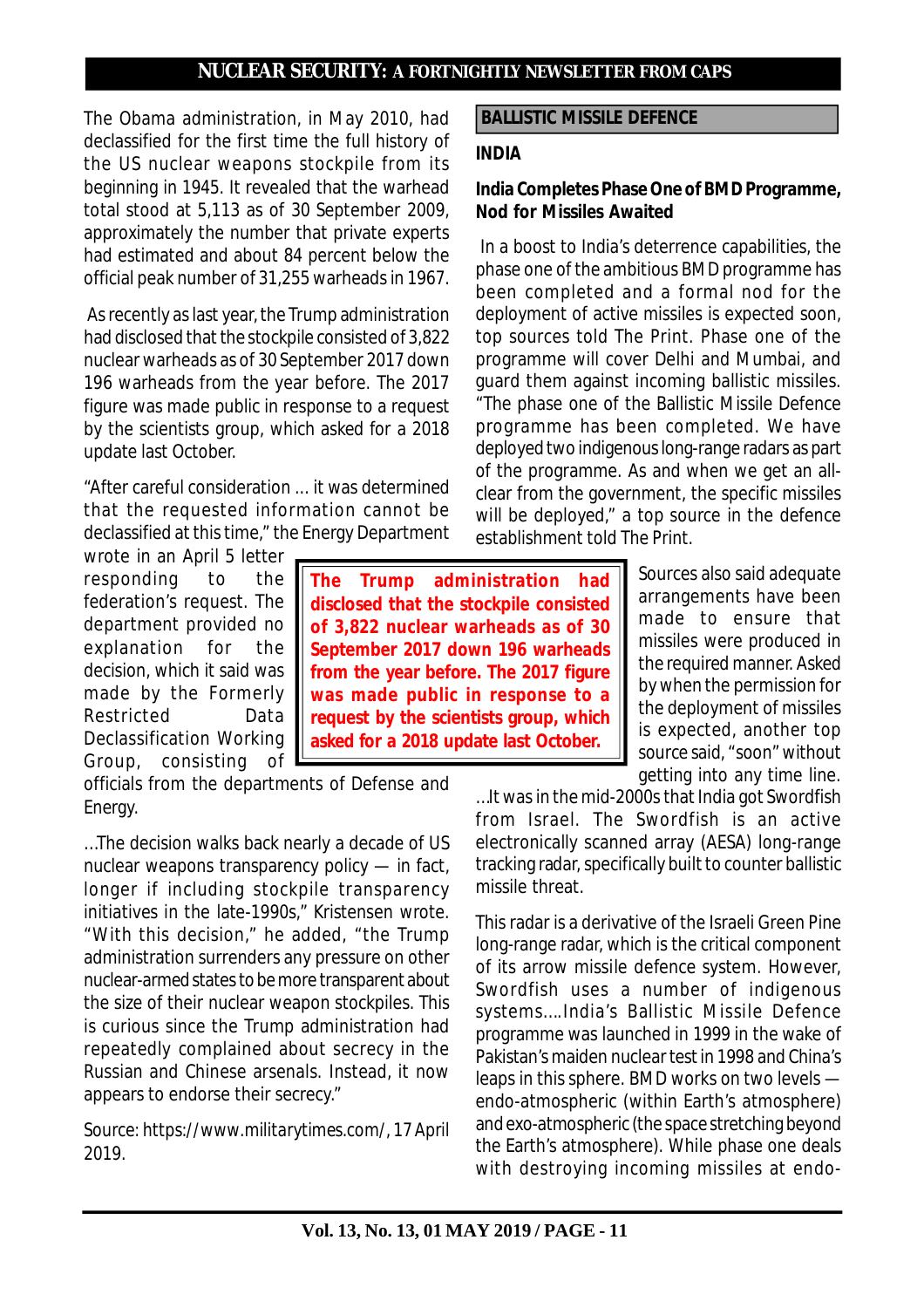The Obama administration, in May 2010, had declassified for the first time the full history of the US nuclear weapons stockpile from its beginning in 1945. It revealed that the warhead total stood at 5,113 as of 30 September 2009, approximately the number that private experts had estimated and about 84 percent below the official peak number of 31,255 warheads in 1967.

As recently as last year, the Trump administration had disclosed that the stockpile consisted of 3,822 nuclear warheads as of 30 September 2017 down 196 warheads from the year before. The 2017 figure was made public in response to a request by the scientists group, which asked for a 2018 update last October.

"After careful consideration ... it was determined that the requested information cannot be declassified at this time," the Energy Department wrote in an April 5 letter responding to the federation's request. The department provided no explanation for the decision, which it said was made by the Formerly Restricted Data Declassification Working Group, consisting of officials from the departments of Defense and Energy.

> **The Trump administration had disclosed that the stockpile consisted of 3,822 nuclear warheads as of 30 September 2017 down 196 warheads from the year before. The 2017 figure was made public in response to a request by the scientists group, which asked for a 2018 update last October.**

...The decision walks back nearly a decade of US nuclear weapons transparency policy — in fact, longer if including stockpile transparency initiatives in the late-1990s," Kristensen wrote. "With this decision," he added, "the Trump administration surrenders any pressure on other nuclear-armed states to be more transparent about the size of their nuclear weapon stockpiles. This is curious since the Trump administration had repeatedly complained about secrecy in the Russian and Chinese arsenals. Instead, it now appears to endorse their secrecy."

Source: https://www.militarytimes.com/, 17 April 2019.

## BALLISTIC MISSILE DEFENCE

### INDIA

### India Completes Phase One of BMD Programme, Nod for Missiles Awaited

In a boost to India's deterrence capabilities, the phase one of the ambitious BMD programme has been completed and a formal nod for the deployment of active missiles is expected soon, top sources told The Print. Phase one of the programme will cover Delhi and Mumbai, and guard them against incoming ballistic missiles. "The phase one of the Ballistic Missile Defence programme has been completed. We have deployed two indigenous long-range radars as part of the programme. As and when we get an all-clear from the government, the specific missiles will be deployed," a top source in the defence establishment told The Print.

Sources also said adequate arrangements have been made to ensure that missiles were produced in the required manner. Asked by when the permission for the deployment of missiles is expected, another top source said, "soon" without getting into any time line.

...It was in the mid-2000s that India got Swordfish from Israel. The Swordfish is an active electronically scanned array (AESA) long-range tracking radar, specifically built to counter ballistic missile threat.

This radar is a derivative of the Israeli Green Pine long-range radar, which is the critical component of its arrow missile defence system. However, Swordfish uses a number of indigenous systems....India's Ballistic Missile Defence programme was launched in 1999 in the wake of Pakistan's maiden nuclear test in 1998 and China's leaps in this sphere. BMD works on two levels — endo-atmospheric (within Earth's atmosphere) and exo-atmospheric (the space stretching beyond the Earth's atmosphere). While phase one deals with destroying incoming missiles at endo-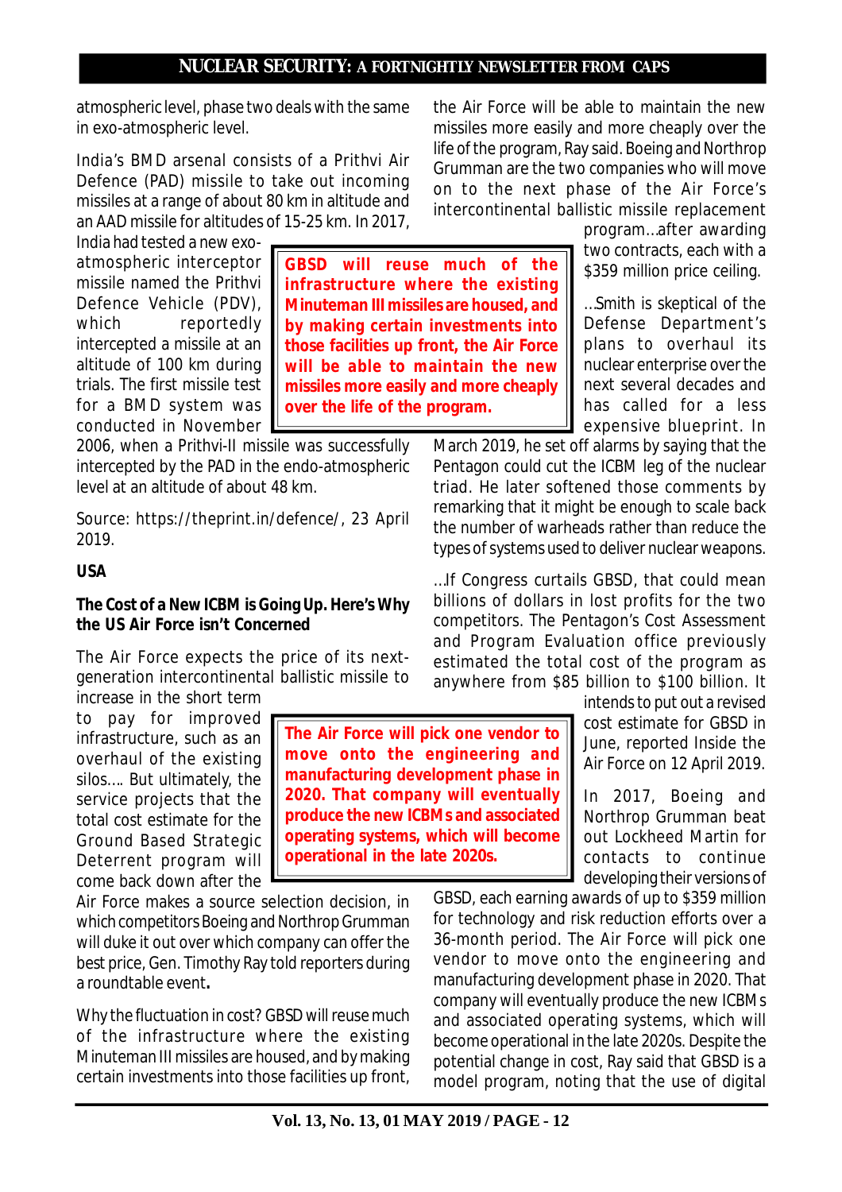atmospheric level, phase two deals with the same in exo-atmospheric level.

India's BMD arsenal consists of a Prithvi Air Defence (PAD) missile to take out incoming missiles at a range of about 80 km in altitude and an AAD missile for altitudes of 15-25 km. In 2017, India had tested a new exo-atmospheric interceptor missile named the Prithvi Defence Vehicle (PDV), which reportedly intercepted a missile at an altitude of 100 km during trials. The first missile test for a BMD system was conducted in November 2006, when a Prithvi-II missile was successfully intercepted by the PAD in the endo-atmospheric level at an altitude of about 48 km.

Source: https://theprint.in/defence/, 23 April 2019.

**USA**

**The Cost of a New ICBM is Going Up. Here's Why the US Air Force isn't Concerned**

The Air Force expects the price of its next-generation intercontinental ballistic missile to increase in the short term to pay for improved infrastructure, such as an overhaul of the existing silos…. But ultimately, the service projects that the total cost estimate for the Ground Based Strategic Deterrent program will come back down after the Air Force makes a source selection decision, in which competitors Boeing and Northrop Grumman will duke it out over which company can offer the best price, Gen. Timothy Ray told reporters during a roundtable event**.**

> **GBSD will reuse much of the infrastructure where the existing Minuteman III missiles are housed, and by making certain investments into those facilities up front, the Air Force will be able to maintain the new missiles more easily and more cheaply over the life of the program.**

Why the fluctuation in cost? GBSD will reuse much of the infrastructure where the existing Minuteman III missiles are housed, and by making certain investments into those facilities up front, the Air Force will be able to maintain the new missiles more easily and more cheaply over the life of the program, Ray said. Boeing and Northrop Grumman are the two companies who will move on to the next phase of the Air Force's intercontinental ballistic missile replacement program…after awarding two contracts, each with a \$359 million price ceiling.

…Smith is skeptical of the Defense Department's plans to overhaul its nuclear enterprise over the next several decades and has called for a less expensive blueprint. In March 2019, he set off alarms by saying that the Pentagon could cut the ICBM leg of the nuclear triad. He later softened those comments by remarking that it might be enough to scale back the number of warheads rather than reduce the types of systems used to deliver nuclear weapons.

…If Congress curtails GBSD, that could mean billions of dollars in lost profits for the two competitors. The Pentagon's Cost Assessment and Program Evaluation office previously estimated the total cost of the program as anywhere from \$85 billion to \$100 billion. It intends to put out a revised cost estimate for GBSD in June, reported Inside the Air Force on 12 April 2019.

> **The Air Force will pick one vendor to move onto the engineering and manufacturing development phase in 2020. That company will eventually produce the new ICBMs and associated operating systems, which will become operational in the late 2020s.**

In 2017, Boeing and Northrop Grumman beat out Lockheed Martin for contacts to continue developing their versions of GBSD, each earning awards of up to \$359 million for technology and risk reduction efforts over a 36-month period. The Air Force will pick one vendor to move onto the engineering and manufacturing development phase in 2020. That company will eventually produce the new ICBMs and associated operating systems, which will become operational in the late 2020s. Despite the potential change in cost, Ray said that GBSD is a model program, noting that the use of digital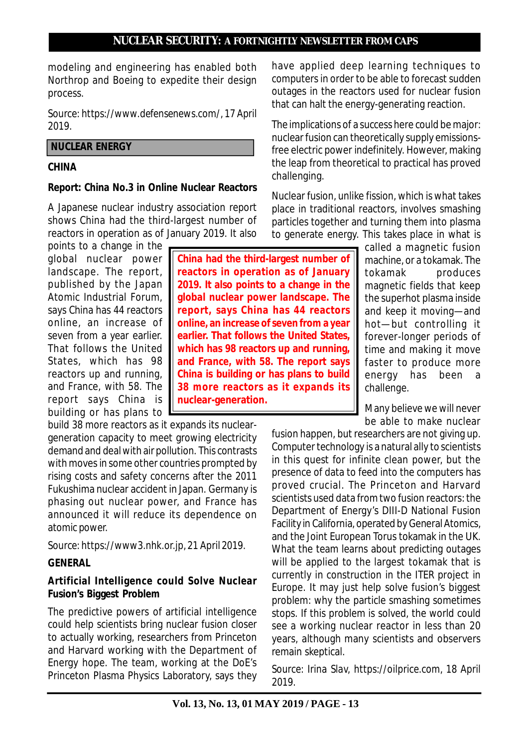modeling and engineering has enabled both Northrop and Boeing to expedite their design process.

Source: https://www.defensenews.com/, 17 April 2019.

## NUCLEAR ENERGY

### CHINA

### Report: China No.3 in Online Nuclear Reactors

A Japanese nuclear industry association report shows China had the third-largest number of reactors in operation as of January 2019. It also points to a change in the global nuclear power landscape. The report, published by the Japan Atomic Industrial Forum, says China has 44 reactors online, an increase of seven from a year earlier. That follows the United States, which has 98 reactors up and running, and France, with 58. The report says China is building or has plans to build 38 more reactors as it expands its nuclear-generation capacity to meet growing electricity demand and deal with air pollution. This contrasts with moves in some other countries prompted by rising costs and safety concerns after the 2011 Fukushima nuclear accident in Japan. Germany is phasing out nuclear power, and France has announced it will reduce its dependence on atomic power.

> **China had the third-largest number of reactors in operation as of January 2019. It also points to a change in the global nuclear power landscape. The report, says China has 44 reactors online, an increase of seven from a year earlier. That follows the United States, which has 98 reactors up and running, and France, with 58. The report says China is building or has plans to build 38 more reactors as it expands its nuclear-generation.**

Source: https://www3.nhk.or.jp, 21 April 2019.

### GENERAL

### Artificial Intelligence could Solve Nuclear Fusion's Biggest Problem

The predictive powers of artificial intelligence could help scientists bring nuclear fusion closer to actually working, researchers from Princeton and Harvard working with the Department of Energy hope. The team, working at the DoE's Princeton Plasma Physics Laboratory, says they have applied deep learning techniques to computers in order to be able to forecast sudden outages in the reactors used for nuclear fusion that can halt the energy-generating reaction.

The implications of a success here could be major: nuclear fusion can theoretically supply emissions-free electric power indefinitely. However, making the leap from theoretical to practical has proved challenging.

Nuclear fusion, unlike fission, which is what takes place in traditional reactors, involves smashing particles together and turning them into plasma to generate energy. This takes place in what is called a magnetic fusion machine, or a tokamak. The tokamak produces magnetic fields that keep the superhot plasma inside and keep it moving—and hot—but controlling it forever-longer periods of time and making it move faster to produce more energy has been a challenge.

Many believe we will never be able to make nuclear fusion happen, but researchers are not giving up. Computer technology is a natural ally to scientists in this quest for infinite clean power, but the presence of data to feed into the computers has proved crucial. The Princeton and Harvard scientists used data from two fusion reactors: the Department of Energy's DIII-D National Fusion Facility in California, operated by General Atomics, and the Joint European Torus tokamak in the UK. What the team learns about predicting outages will be applied to the largest tokamak that is currently in construction in the ITER project in Europe. It may just help solve fusion's biggest problem: why the particle smashing sometimes stops. If this problem is solved, the world could see a working nuclear reactor in less than 20 years, although many scientists and observers remain skeptical.

Source: Irina Slav, https://oilprice.com, 18 April 2019.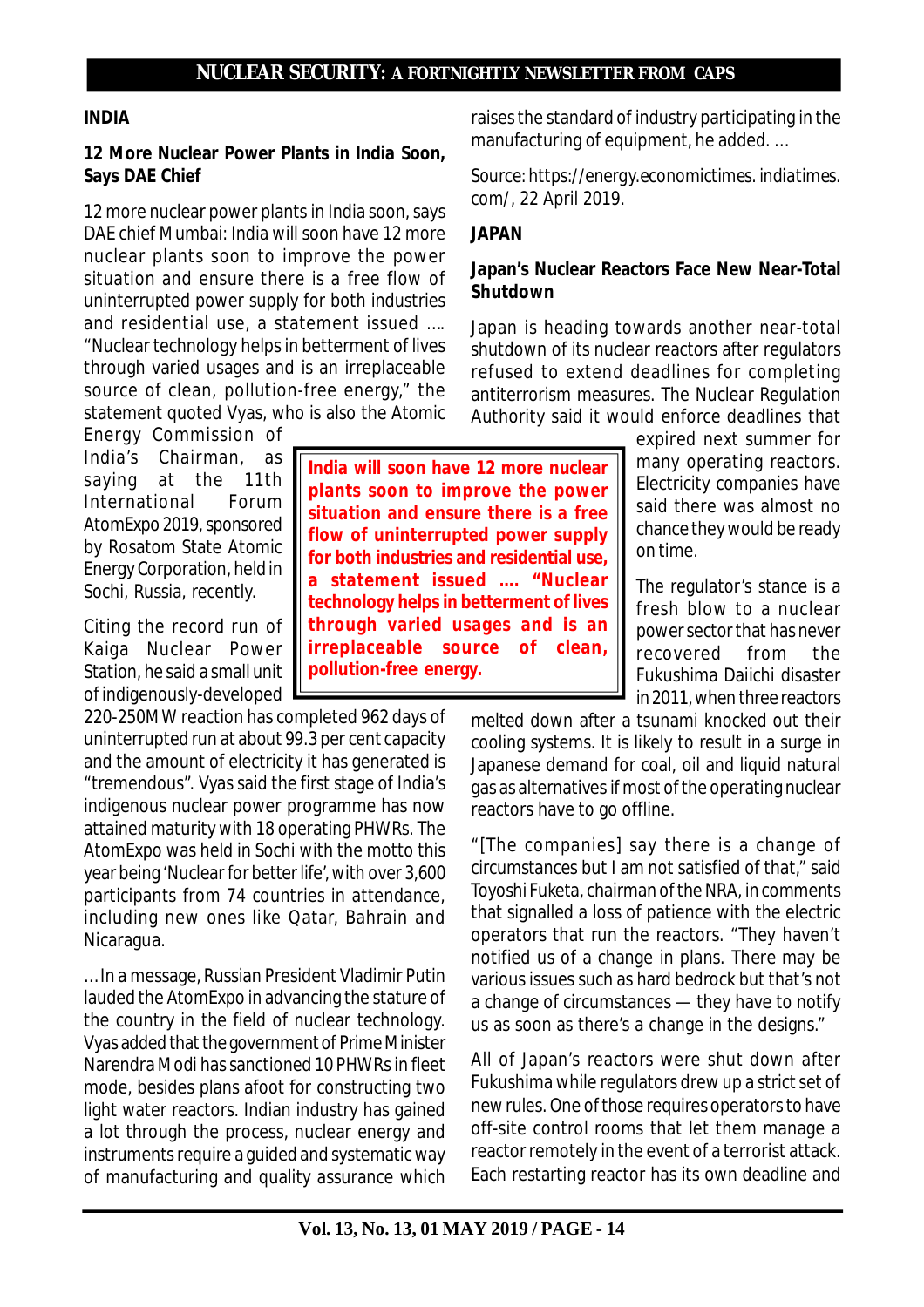## INDIA

### 12 More Nuclear Power Plants in India Soon, Says DAE Chief

12 more nuclear power plants in India soon, says DAE chief Mumbai: India will soon have 12 more nuclear plants soon to improve the power situation and ensure there is a free flow of uninterrupted power supply for both industries and residential use, a statement issued …. "Nuclear technology helps in betterment of lives through varied usages and is an irreplaceable source of clean, pollution-free energy," the statement quoted Vyas, who is also the Atomic Energy Commission of India's Chairman, as saying at the 11th International Forum AtomExpo 2019, sponsored by Rosatom State Atomic Energy Corporation, held in Sochi, Russia, recently.

**India will soon have 12 more nuclear plants soon to improve the power situation and ensure there is a free flow of uninterrupted power supply for both industries and residential use, a statement issued …. "Nuclear technology helps in betterment of lives through varied usages and is an irreplaceable source of clean, pollution-free energy.**

Citing the record run of Kaiga Nuclear Power Station, he said a small unit of indigenously-developed 220-250MW reaction has completed 962 days of uninterrupted run at about 99.3 per cent capacity and the amount of electricity it has generated is "tremendous". Vyas said the first stage of India's indigenous nuclear power programme has now attained maturity with 18 operating PHWRs. The AtomExpo was held in Sochi with the motto this year being 'Nuclear for better life', with over 3,600 participants from 74 countries in attendance, including new ones like Qatar, Bahrain and Nicaragua.

…In a message, Russian President Vladimir Putin lauded the AtomExpo in advancing the stature of the country in the field of nuclear technology. Vyas added that the government of Prime Minister Narendra Modi has sanctioned 10 PHWRs in fleet mode, besides plans afoot for constructing two light water reactors. Indian industry has gained a lot through the process, nuclear energy and instruments require a guided and systematic way of manufacturing and quality assurance which raises the standard of industry participating in the manufacturing of equipment, he added. …

Source: https://energy.economictimes. indiatimes. com/, 22 April 2019.

## JAPAN

### Japan's Nuclear Reactors Face New Near-Total Shutdown

Japan is heading towards another near-total shutdown of its nuclear reactors after regulators refused to extend deadlines for completing antiterrorism measures. The Nuclear Regulation Authority said it would enforce deadlines that expired next summer for many operating reactors. Electricity companies have said there was almost no chance they would be ready on time.

The regulator's stance is a fresh blow to a nuclear power sector that has never recovered from the Fukushima Daiichi disaster in 2011, when three reactors melted down after a tsunami knocked out their cooling systems. It is likely to result in a surge in Japanese demand for coal, oil and liquid natural gas as alternatives if most of the operating nuclear reactors have to go offline.

"[The companies] say there is a change of circumstances but I am not satisfied of that," said Toyoshi Fuketa, chairman of the NRA, in comments that signalled a loss of patience with the electric operators that run the reactors. "They haven't notified us of a change in plans. There may be various issues such as hard bedrock but that's not a change of circumstances — they have to notify us as soon as there's a change in the designs."

All of Japan's reactors were shut down after Fukushima while regulators drew up a strict set of new rules. One of those requires operators to have off-site control rooms that let them manage a reactor remotely in the event of a terrorist attack. Each restarting reactor has its own deadline and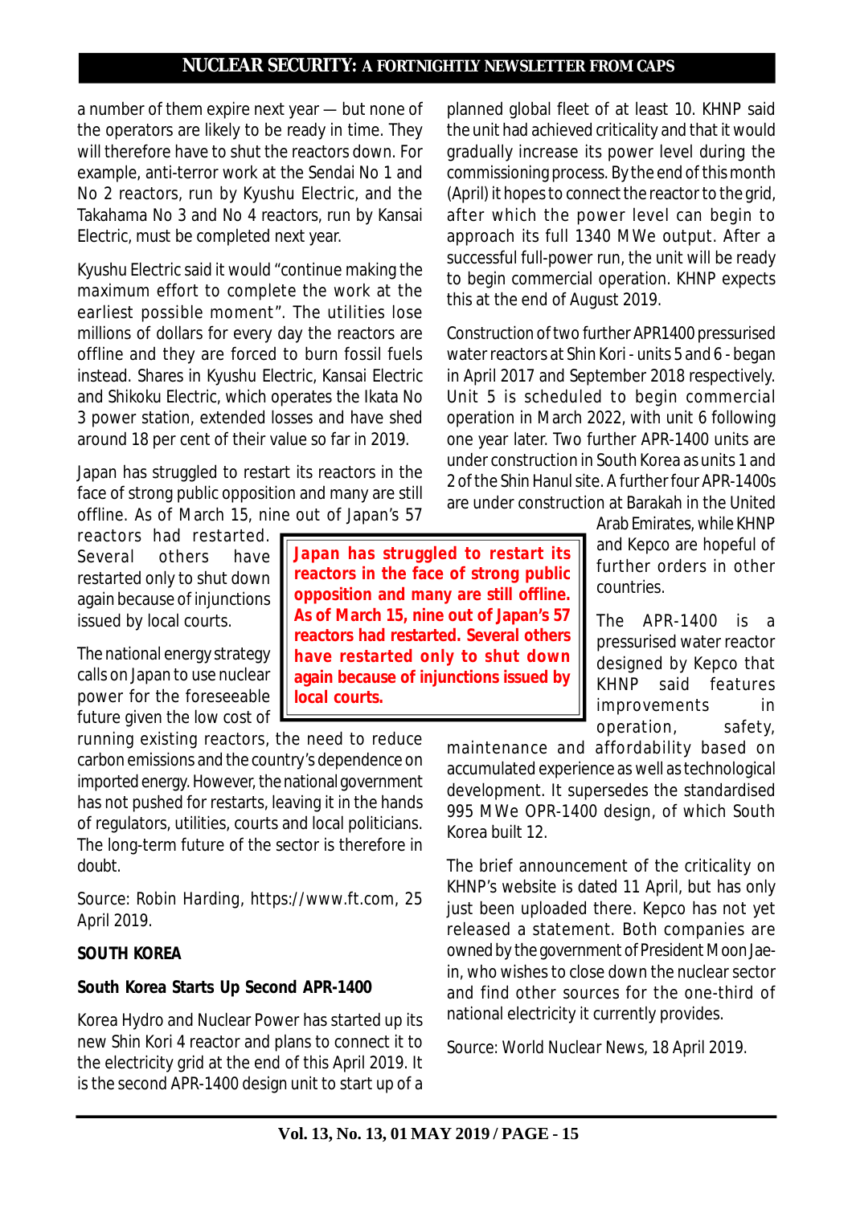a number of them expire next year — but none of the operators are likely to be ready in time. They will therefore have to shut the reactors down. For example, anti-terror work at the Sendai No 1 and No 2 reactors, run by Kyushu Electric, and the Takahama No 3 and No 4 reactors, run by Kansai Electric, must be completed next year.

Kyushu Electric said it would "continue making the maximum effort to complete the work at the earliest possible moment". The utilities lose millions of dollars for every day the reactors are offline and they are forced to burn fossil fuels instead. Shares in Kyushu Electric, Kansai Electric and Shikoku Electric, which operates the Ikata No 3 power station, extended losses and have shed around 18 per cent of their value so far in 2019.

Japan has struggled to restart its reactors in the face of strong public opposition and many are still offline. As of March 15, nine out of Japan's 57 reactors had restarted. Several others have restarted only to shut down again because of injunctions issued by local courts.

**Japan has struggled to restart its reactors in the face of strong public opposition and many are still offline. As of March 15, nine out of Japan's 57 reactors had restarted. Several others have restarted only to shut down again because of injunctions issued by local courts.**

The national energy strategy calls on Japan to use nuclear power for the foreseeable future given the low cost of running existing reactors, the need to reduce carbon emissions and the country's dependence on imported energy. However, the national government has not pushed for restarts, leaving it in the hands of regulators, utilities, courts and local politicians. The long-term future of the sector is therefore in doubt.

Source: Robin Harding, https://www.ft.com, 25 April 2019.

**SOUTH KOREA**

**South Korea Starts Up Second APR-1400**

Korea Hydro and Nuclear Power has started up its new Shin Kori 4 reactor and plans to connect it to the electricity grid at the end of this April 2019. It is the second APR-1400 design unit to start up of a planned global fleet of at least 10. KHNP said the unit had achieved criticality and that it would gradually increase its power level during the commissioning process. By the end of this month (April) it hopes to connect the reactor to the grid, after which the power level can begin to approach its full 1340 MWe output. After a successful full-power run, the unit will be ready to begin commercial operation. KHNP expects this at the end of August 2019.

Construction of two further APR1400 pressurised water reactors at Shin Kori - units 5 and 6 - began in April 2017 and September 2018 respectively. Unit 5 is scheduled to begin commercial operation in March 2022, with unit 6 following one year later. Two further APR-1400 units are under construction in South Korea as units 1 and 2 of the Shin Hanul site. A further four APR-1400s are under construction at Barakah in the United Arab Emirates, while KHNP and Kepco are hopeful of further orders in other countries.

The APR-1400 is a pressurised water reactor designed by Kepco that KHNP said features improvements in operation, safety, maintenance and affordability based on accumulated experience as well as technological development. It supersedes the standardised 995 MWe OPR-1400 design, of which South Korea built 12.

The brief announcement of the criticality on KHNP's website is dated 11 April, but has only just been uploaded there. Kepco has not yet released a statement. Both companies are owned by the government of President Moon Jae-in, who wishes to close down the nuclear sector and find other sources for the one-third of national electricity it currently provides.

Source: World Nuclear News, 18 April 2019.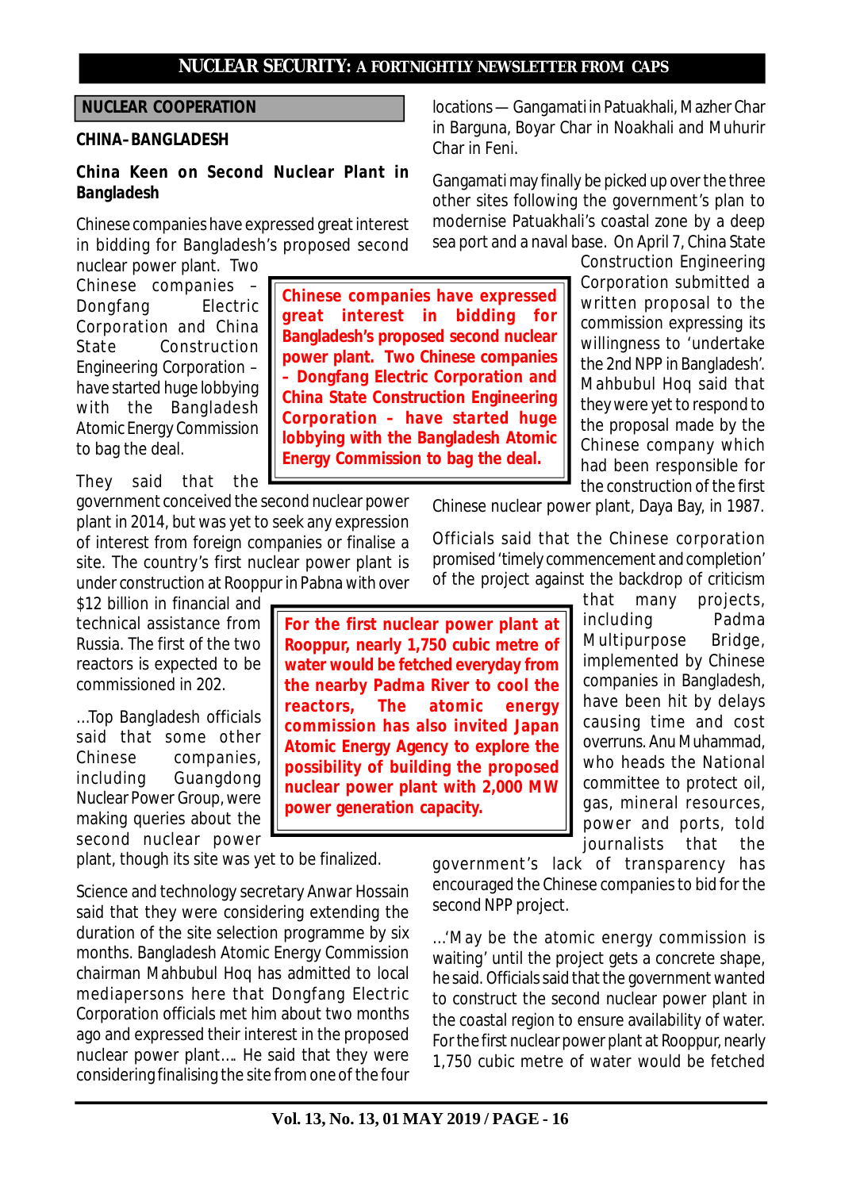## NUCLEAR COOPERATION

### CHINA–BANGLADESH

### China Keen on Second Nuclear Plant in Bangladesh

Chinese companies have expressed great interest in bidding for Bangladesh's proposed second nuclear power plant. Two Chinese companies – Dongfang Electric Corporation and China State Construction Engineering Corporation – have started huge lobbying with the Bangladesh Atomic Energy Commission to bag the deal.

> **Chinese companies have expressed great interest in bidding for Bangladesh's proposed second nuclear power plant. Two Chinese companies – Dongfang Electric Corporation and China State Construction Engineering Corporation – have started huge lobbying with the Bangladesh Atomic Energy Commission to bag the deal.**

They said that the government conceived the second nuclear power plant in 2014, but was yet to seek any expression of interest from foreign companies or finalise a site. The country's first nuclear power plant is under construction at Rooppur in Pabna with over $12 billion in financial and technical assistance from Russia. The first of the two reactors is expected to be commissioned in 202.

> **For the first nuclear power plant at Rooppur, nearly 1,750 cubic metre of water would be fetched everyday from the nearby Padma River to cool the reactors, The atomic energy commission has also invited Japan Atomic Energy Agency to explore the possibility of building the proposed nuclear power plant with 2,000 MW power generation capacity.**

...Top Bangladesh officials said that some other Chinese companies, including Guangdong Nuclear Power Group, were making queries about the second nuclear power plant, though its site was yet to be finalized.

Science and technology secretary Anwar Hossain said that they were considering extending the duration of the site selection programme by six months. Bangladesh Atomic Energy Commission chairman Mahbubul Hoq has admitted to local mediapersons here that Dongfang Electric Corporation officials met him about two months ago and expressed their interest in the proposed nuclear power plant.... He said that they were considering finalising the site from one of the four locations — Gangamati in Patuakhali, Mazher Char in Barguna, Boyar Char in Noakhali and Muhurir Char in Feni.

Gangamati may finally be picked up over the three other sites following the government's plan to modernise Patuakhali's coastal zone by a deep sea port and a naval base. On April 7, China State Construction Engineering Corporation submitted a written proposal to the commission expressing its willingness to 'undertake the 2nd NPP in Bangladesh'. Mahbubul Hoq said that they were yet to respond to the proposal made by the Chinese company which had been responsible for the construction of the first Chinese nuclear power plant, Daya Bay, in 1987.

Officials said that the Chinese corporation promised 'timely commencement and completion' of the project against the backdrop of criticism that many projects, including Padma Multipurpose Bridge, implemented by Chinese companies in Bangladesh, have been hit by delays causing time and cost overruns. Anu Muhammad, who heads the National committee to protect oil, gas, mineral resources, power and ports, told journalists that the government's lack of transparency has encouraged the Chinese companies to bid for the second NPP project.

...'May be the atomic energy commission is waiting' until the project gets a concrete shape, he said. Officials said that the government wanted to construct the second nuclear power plant in the coastal region to ensure availability of water. For the first nuclear power plant at Rooppur, nearly 1,750 cubic metre of water would be fetched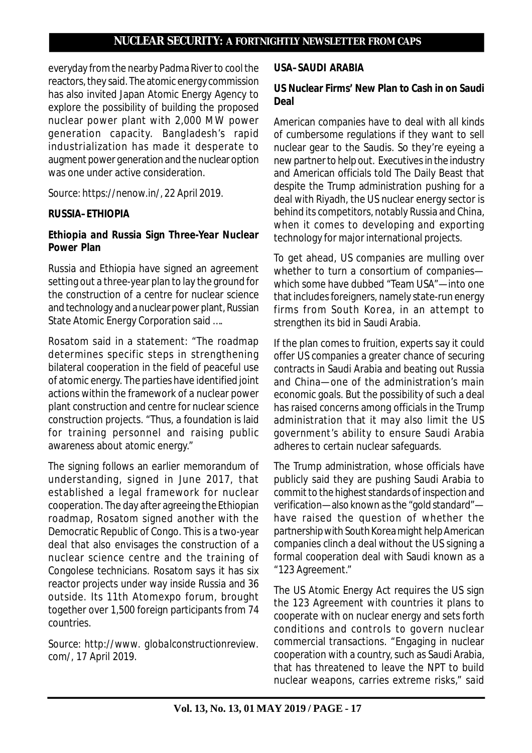everyday from the nearby Padma River to cool the reactors, they said. The atomic energy commission has also invited Japan Atomic Energy Agency to explore the possibility of building the proposed nuclear power plant with 2,000 MW power generation capacity. Bangladesh's rapid industrialization has made it desperate to augment power generation and the nuclear option was one under active consideration.

Source: https://nenow.in/, 22 April 2019.

**RUSSIA–ETHIOPIA**

**Ethiopia and Russia Sign Three-Year Nuclear Power Plan**

Russia and Ethiopia have signed an agreement setting out a three-year plan to lay the ground for the construction of a centre for nuclear science and technology and a nuclear power plant, Russian State Atomic Energy Corporation said ….

Rosatom said in a statement: "The roadmap determines specific steps in strengthening bilateral cooperation in the field of peaceful use of atomic energy. The parties have identified joint actions within the framework of a nuclear power plant construction and centre for nuclear science construction projects. "Thus, a foundation is laid for training personnel and raising public awareness about atomic energy."

The signing follows an earlier memorandum of understanding, signed in June 2017, that established a legal framework for nuclear cooperation. The day after agreeing the Ethiopian roadmap, Rosatom signed another with the Democratic Republic of Congo. This is a two-year deal that also envisages the construction of a nuclear science centre and the training of Congolese technicians. Rosatom says it has six reactor projects under way inside Russia and 36 outside. Its 11th Atomexpo forum, brought together over 1,500 foreign participants from 74 countries.

Source: http://www. globalconstructionreview. com/, 17 April 2019.

**USA–SAUDI ARABIA**

**US Nuclear Firms' New Plan to Cash in on Saudi Deal**

American companies have to deal with all kinds of cumbersome regulations if they want to sell nuclear gear to the Saudis. So they're eyeing a new partner to help out. Executives in the industry and American officials told The Daily Beast that despite the Trump administration pushing for a deal with Riyadh, the US nuclear energy sector is behind its competitors, notably Russia and China, when it comes to developing and exporting technology for major international projects.

To get ahead, US companies are mulling over whether to turn a consortium of companies—which some have dubbed "Team USA"—into one that includes foreigners, namely state-run energy firms from South Korea, in an attempt to strengthen its bid in Saudi Arabia.

If the plan comes to fruition, experts say it could offer US companies a greater chance of securing contracts in Saudi Arabia and beating out Russia and China—one of the administration's main economic goals. But the possibility of such a deal has raised concerns among officials in the Trump administration that it may also limit the US government's ability to ensure Saudi Arabia adheres to certain nuclear safeguards.

The Trump administration, whose officials have publicly said they are pushing Saudi Arabia to commit to the highest standards of inspection and verification—also known as the "gold standard"—have raised the question of whether the partnership with South Korea might help American companies clinch a deal without the US signing a formal cooperation deal with Saudi known as a "123 Agreement."

The US Atomic Energy Act requires the US sign the 123 Agreement with countries it plans to cooperate with on nuclear energy and sets forth conditions and controls to govern nuclear commercial transactions. "Engaging in nuclear cooperation with a country, such as Saudi Arabia, that has threatened to leave the NPT to build nuclear weapons, carries extreme risks," said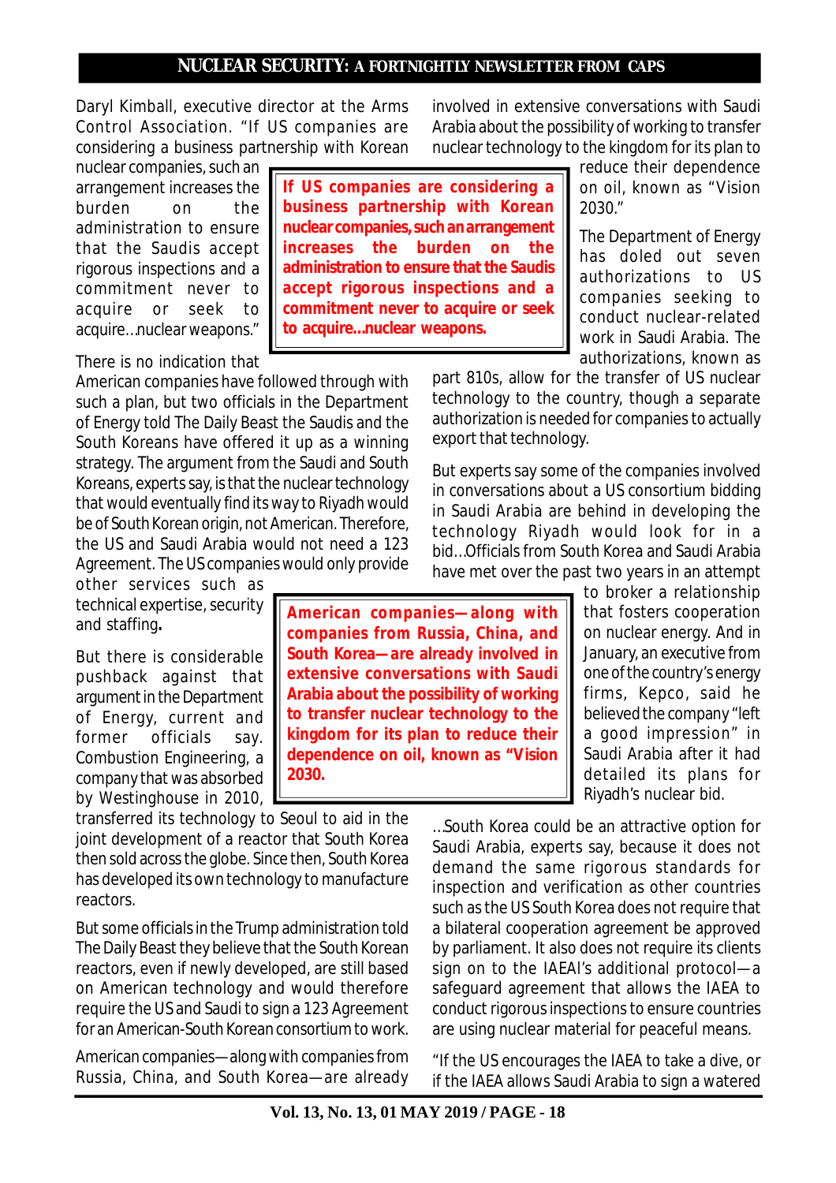Daryl Kimball, executive director at the Arms Control Association. "If US companies are considering a business partnership with Korean nuclear companies, such an arrangement increases the burden on the administration to ensure that the Saudis accept rigorous inspections and a commitment never to acquire or seek to acquire...nuclear weapons."

> **If US companies are considering a business partnership with Korean nuclear companies, such an arrangement increases the burden on the administration to ensure that the Saudis accept rigorous inspections and a commitment never to acquire or seek to acquire...nuclear weapons.**

There is no indication that American companies have followed through with such a plan, but two officials in the Department of Energy told The Daily Beast the Saudis and the South Koreans have offered it up as a winning strategy. The argument from the Saudi and South Koreans, experts say, is that the nuclear technology that would eventually find its way to Riyadh would be of South Korean origin, not American. Therefore, the US and Saudi Arabia would not need a 123 Agreement. The US companies would only provide other services such as technical expertise, security and staffing**.**

But there is considerable pushback against that argument in the Department of Energy, current and former officials say. Combustion Engineering, a company that was absorbed by Westinghouse in 2010, transferred its technology to Seoul to aid in the joint development of a reactor that South Korea then sold across the globe. Since then, South Korea has developed its own technology to manufacture reactors.

But some officials in the Trump administration told The Daily Beast they believe that the South Korean reactors, even if newly developed, are still based on American technology and would therefore require the US and Saudi to sign a 123 Agreement for an American-South Korean consortium to work.

American companies—along with companies from Russia, China, and South Korea—are already involved in extensive conversations with Saudi Arabia about the possibility of working to transfer nuclear technology to the kingdom for its plan to reduce their dependence on oil, known as "Vision 2030."

> **American companies—along with companies from Russia, China, and South Korea—are already involved in extensive conversations with Saudi Arabia about the possibility of working to transfer nuclear technology to the kingdom for its plan to reduce their dependence on oil, known as "Vision 2030.**

The Department of Energy has doled out seven authorizations to US companies seeking to conduct nuclear-related work in Saudi Arabia. The authorizations, known as part 810s, allow for the transfer of US nuclear technology to the country, though a separate authorization is needed for companies to actually export that technology.

But experts say some of the companies involved in conversations about a US consortium bidding in Saudi Arabia are behind in developing the technology Riyadh would look for in a bid...Officials from South Korea and Saudi Arabia have met over the past two years in an attempt to broker a relationship that fosters cooperation on nuclear energy. And in January, an executive from one of the country's energy firms, Kepco, said he believed the company "left a good impression" in Saudi Arabia after it had detailed its plans for Riyadh's nuclear bid.

...South Korea could be an attractive option for Saudi Arabia, experts say, because it does not demand the same rigorous standards for inspection and verification as other countries such as the US South Korea does not require that a bilateral cooperation agreement be approved by parliament. It also does not require its clients sign on to the IAEAI's additional protocol—a safeguard agreement that allows the IAEA to conduct rigorous inspections to ensure countries are using nuclear material for peaceful means.

"If the US encourages the IAEA to take a dive, or if the IAEA allows Saudi Arabia to sign a watered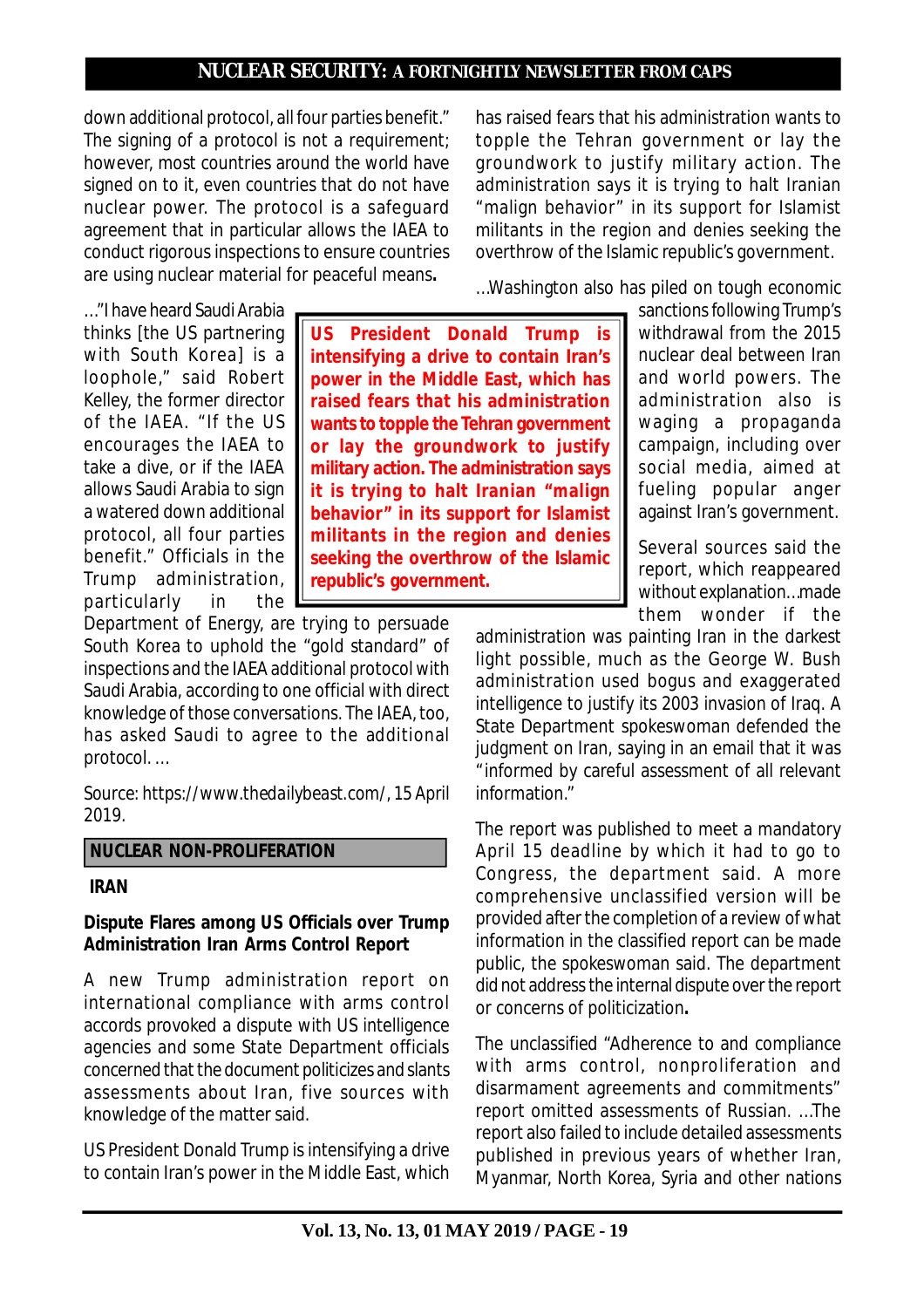down additional protocol, all four parties benefit." The signing of a protocol is not a requirement; however, most countries around the world have signed on to it, even countries that do not have nuclear power. The protocol is a safeguard agreement that in particular allows the IAEA to conduct rigorous inspections to ensure countries are using nuclear material for peaceful means.

..."I have heard Saudi Arabia thinks [the US partnering with South Korea] is a loophole," said Robert Kelley, the former director of the IAEA. "If the US encourages the IAEA to take a dive, or if the IAEA allows Saudi Arabia to sign a watered down additional protocol, all four parties benefit." Officials in the Trump administration, particularly in the Department of Energy, are trying to persuade South Korea to uphold the "gold standard" of inspections and the IAEA additional protocol with Saudi Arabia, according to one official with direct knowledge of those conversations. The IAEA, too, has asked Saudi to agree to the additional protocol. ...

Source: https://www.thedailybeast.com/, 15 April 2019.

## NUCLEAR NON-PROLIFERATION

### IRAN

### Dispute Flares among US Officials over Trump Administration Iran Arms Control Report

A new Trump administration report on international compliance with arms control accords provoked a dispute with US intelligence agencies and some State Department officials concerned that the document politicizes and slants assessments about Iran, five sources with knowledge of the matter said.

US President Donald Trump is intensifying a drive to contain Iran's power in the Middle East, which has raised fears that his administration wants to topple the Tehran government or lay the groundwork to justify military action. The administration says it is trying to halt Iranian "malign behavior" in its support for Islamist militants in the region and denies seeking the overthrow of the Islamic republic's government.

**US President Donald Trump is intensifying a drive to contain Iran's power in the Middle East, which has raised fears that his administration wants to topple the Tehran government or lay the groundwork to justify military action. The administration says it is trying to halt Iranian "malign behavior" in its support for Islamist militants in the region and denies seeking the overthrow of the Islamic republic's government.**

...Washington also has piled on tough economic sanctions following Trump's withdrawal from the 2015 nuclear deal between Iran and world powers. The administration also is waging a propaganda campaign, including over social media, aimed at fueling popular anger against Iran's government.

Several sources said the report, which reappeared without explanation...made them wonder if the administration was painting Iran in the darkest light possible, much as the George W. Bush administration used bogus and exaggerated intelligence to justify its 2003 invasion of Iraq. A State Department spokeswoman defended the judgment on Iran, saying in an email that it was "informed by careful assessment of all relevant information."

The report was published to meet a mandatory April 15 deadline by which it had to go to Congress, the department said. A more comprehensive unclassified version will be provided after the completion of a review of what information in the classified report can be made public, the spokeswoman said. The department did not address the internal dispute over the report or concerns of politicization.

The unclassified "Adherence to and compliance with arms control, nonproliferation and disarmament agreements and commitments" report omitted assessments of Russian. ...The report also failed to include detailed assessments published in previous years of whether Iran, Myanmar, North Korea, Syria and other nations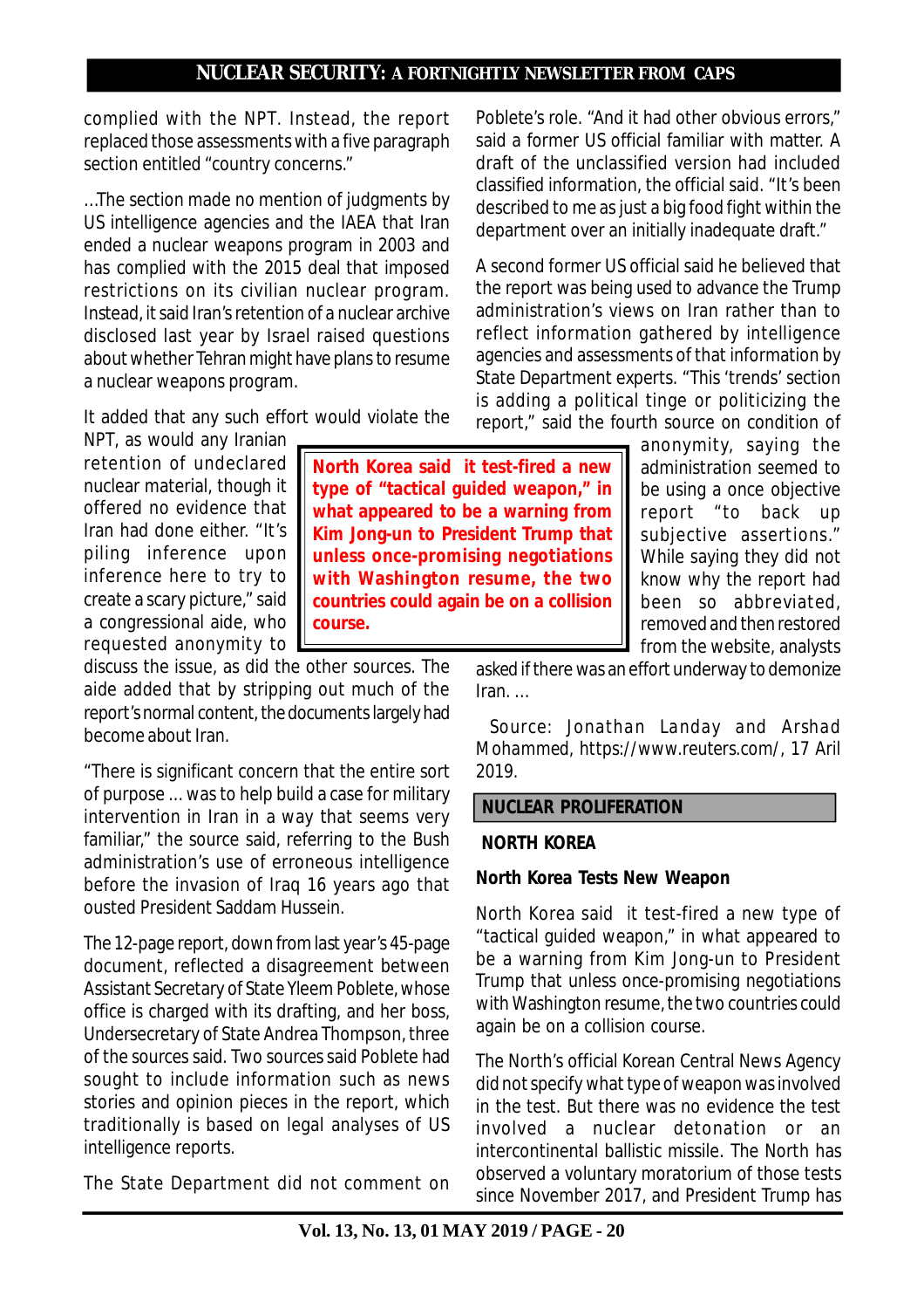complied with the NPT. Instead, the report replaced those assessments with a five paragraph section entitled "country concerns."

...The section made no mention of judgments by US intelligence agencies and the IAEA that Iran ended a nuclear weapons program in 2003 and has complied with the 2015 deal that imposed restrictions on its civilian nuclear program. Instead, it said Iran's retention of a nuclear archive disclosed last year by Israel raised questions about whether Tehran might have plans to resume a nuclear weapons program.

It added that any such effort would violate the NPT, as would any Iranian retention of undeclared nuclear material, though it offered no evidence that Iran had done either. "It's piling inference upon inference here to try to create a scary picture," said a congressional aide, who requested anonymity to discuss the issue, as did the other sources. The aide added that by stripping out much of the report's normal content, the documents largely had become about Iran.

"There is significant concern that the entire sort of purpose ... was to help build a case for military intervention in Iran in a way that seems very familiar," the source said, referring to the Bush administration's use of erroneous intelligence before the invasion of Iraq 16 years ago that ousted President Saddam Hussein.

The 12-page report, down from last year's 45-page document, reflected a disagreement between Assistant Secretary of State Yleem Poblete, whose office is charged with its drafting, and her boss, Undersecretary of State Andrea Thompson, three of the sources said. Two sources said Poblete had sought to include information such as news stories and opinion pieces in the report, which traditionally is based on legal analyses of US intelligence reports.

The State Department did not comment on Poblete's role. "And it had other obvious errors," said a former US official familiar with matter. A draft of the unclassified version had included classified information, the official said. "It's been described to me as just a big food fight within the department over an initially inadequate draft."

A second former US official said he believed that the report was being used to advance the Trump administration's views on Iran rather than to reflect information gathered by intelligence agencies and assessments of that information by State Department experts. "This 'trends' section is adding a political tinge or politicizing the report," said the fourth source on condition of anonymity, saying the administration seemed to be using a once objective report "to back up subjective assertions." While saying they did not know why the report had been so abbreviated, removed and then restored from the website, analysts asked if there was an effort underway to demonize Iran. ...

Source: Jonathan Landay and Arshad Mohammed, https://www.reuters.com/, 17 Aril 2019.

## NUCLEAR PROLIFERATION

### NORTH KOREA

### North Korea Tests New Weapon

North Korea said it test-fired a new type of "tactical guided weapon," in what appeared to be a warning from Kim Jong-un to President Trump that unless once-promising negotiations with Washington resume, the two countries could again be on a collision course.

**North Korea said it test-fired a new type of "tactical guided weapon," in what appeared to be a warning from Kim Jong-un to President Trump that unless once-promising negotiations with Washington resume, the two countries could again be on a collision course.**

The North's official Korean Central News Agency did not specify what type of weapon was involved in the test. But there was no evidence the test involved a nuclear detonation or an intercontinental ballistic missile. The North has observed a voluntary moratorium of those tests since November 2017, and President Trump has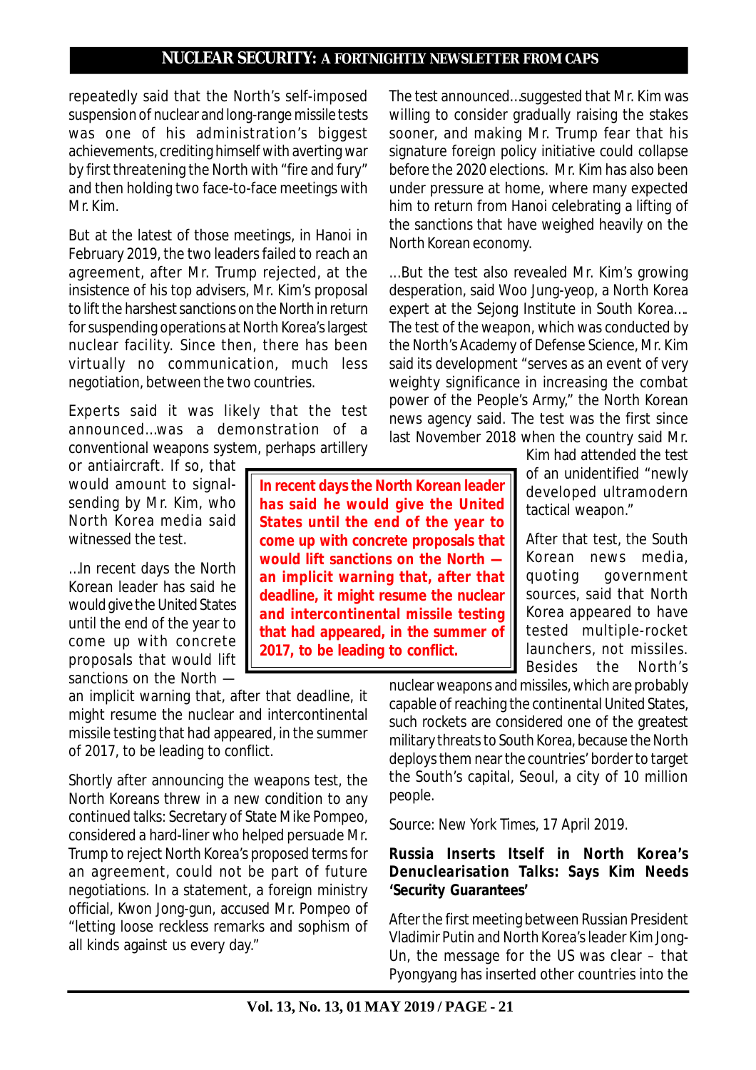repeatedly said that the North's self-imposed suspension of nuclear and long-range missile tests was one of his administration's biggest achievements, crediting himself with averting war by first threatening the North with "fire and fury" and then holding two face-to-face meetings with Mr. Kim.

But at the latest of those meetings, in Hanoi in February 2019, the two leaders failed to reach an agreement, after Mr. Trump rejected, at the insistence of his top advisers, Mr. Kim's proposal to lift the harshest sanctions on the North in return for suspending operations at North Korea's largest nuclear facility. Since then, there has been virtually no communication, much less negotiation, between the two countries.

Experts said it was likely that the test announced…was a demonstration of a conventional weapons system, perhaps artillery or antiaircraft. If so, that would amount to signal-sending by Mr. Kim, who North Korea media said witnessed the test.

…In recent days the North Korean leader has said he would give the United States until the end of the year to come up with concrete proposals that would lift sanctions on the North — an implicit warning that, after that deadline, it might resume the nuclear and intercontinental missile testing that had appeared, in the summer of 2017, to be leading to conflict.

**In recent days the North Korean leader has said he would give the United States until the end of the year to come up with concrete proposals that would lift sanctions on the North — an implicit warning that, after that deadline, it might resume the nuclear and intercontinental missile testing that had appeared, in the summer of 2017, to be leading to conflict.**

Shortly after announcing the weapons test, the North Koreans threw in a new condition to any continued talks: Secretary of State Mike Pompeo, considered a hard-liner who helped persuade Mr. Trump to reject North Korea's proposed terms for an agreement, could not be part of future negotiations. In a statement, a foreign ministry official, Kwon Jong-gun, accused Mr. Pompeo of "letting loose reckless remarks and sophism of all kinds against us every day."

The test announced…suggested that Mr. Kim was willing to consider gradually raising the stakes sooner, and making Mr. Trump fear that his signature foreign policy initiative could collapse before the 2020 elections. Mr. Kim has also been under pressure at home, where many expected him to return from Hanoi celebrating a lifting of the sanctions that have weighed heavily on the North Korean economy.

…But the test also revealed Mr. Kim's growing desperation, said Woo Jung-yeop, a North Korea expert at the Sejong Institute in South Korea…. The test of the weapon, which was conducted by the North's Academy of Defense Science, Mr. Kim said its development "serves as an event of very weighty significance in increasing the combat power of the People's Army," the North Korean news agency said. The test was the first since last November 2018 when the country said Mr. Kim had attended the test of an unidentified "newly developed ultramodern tactical weapon."

After that test, the South Korean news media, quoting government sources, said that North Korea appeared to have tested multiple-rocket launchers, not missiles. Besides the North's nuclear weapons and missiles, which are probably capable of reaching the continental United States, such rockets are considered one of the greatest military threats to South Korea, because the North deploys them near the countries' border to target the South's capital, Seoul, a city of 10 million people.

Source: New York Times, 17 April 2019.

## Russia Inserts Itself in North Korea's Denuclearisation Talks: Says Kim Needs 'Security Guarantees'

After the first meeting between Russian President Vladimir Putin and North Korea's leader Kim Jong-Un, the message for the US was clear – that Pyongyang has inserted other countries into the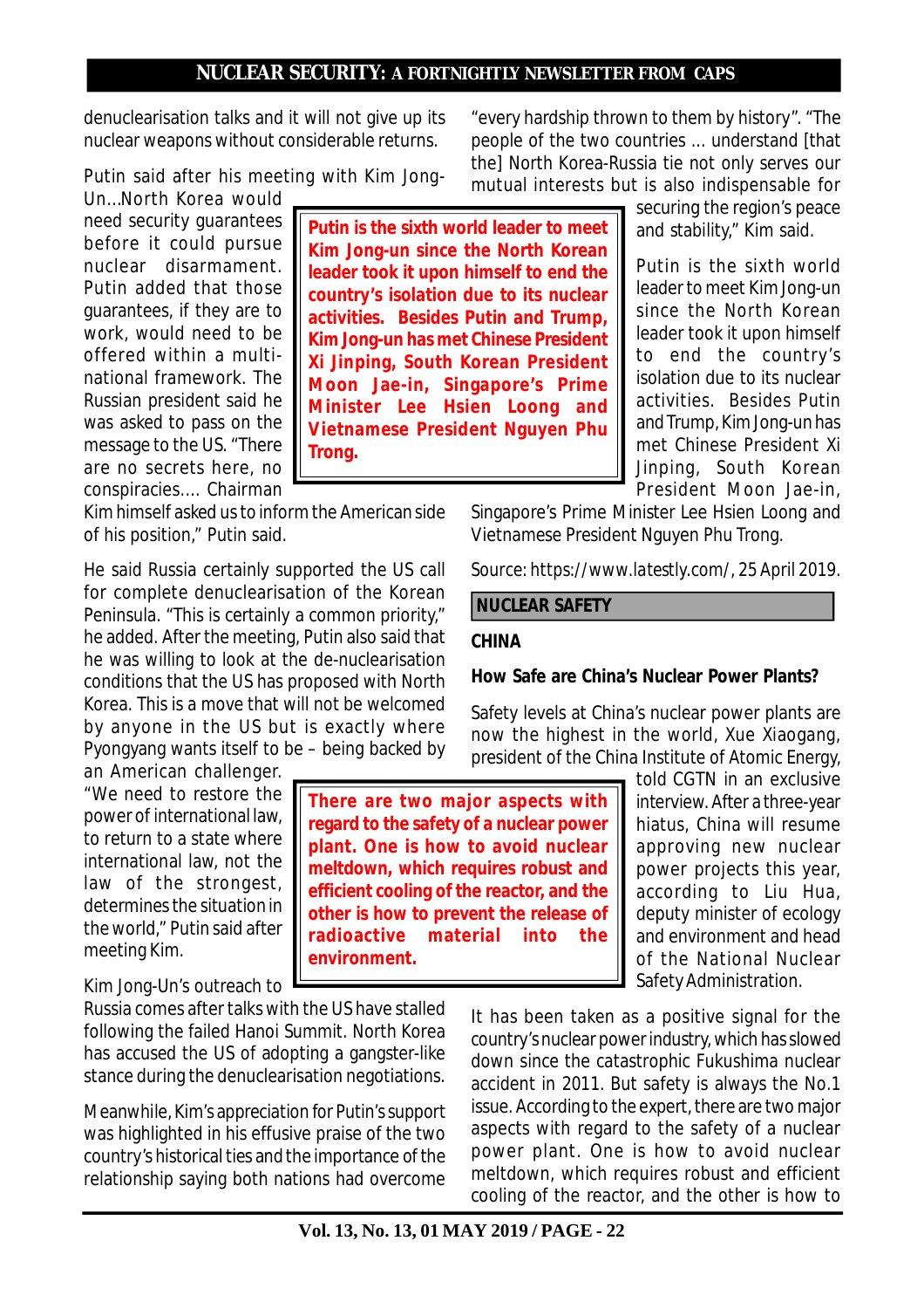denuclearisation talks and it will not give up its nuclear weapons without considerable returns.

Putin said after his meeting with Kim Jong-Un...North Korea would need security guarantees before it could pursue nuclear disarmament. Putin added that those guarantees, if they are to work, would need to be offered within a multi-national framework. The Russian president said he was asked to pass on the message to the US. "There are no secrets here, no conspiracies.... Chairman Kim himself asked us to inform the American side of his position," Putin said.

**Putin is the sixth world leader to meet Kim Jong-un since the North Korean leader took it upon himself to end the country's isolation due to its nuclear activities. Besides Putin and Trump, Kim Jong-un has met Chinese President Xi Jinping, South Korean President Moon Jae-in, Singapore's Prime Minister Lee Hsien Loong and Vietnamese President Nguyen Phu Trong.**

He said Russia certainly supported the US call for complete denuclearisation of the Korean Peninsula. "This is certainly a common priority," he added. After the meeting, Putin also said that he was willing to look at the de-nuclearisation conditions that the US has proposed with North Korea. This is a move that will not be welcomed by anyone in the US but is exactly where Pyongyang wants itself to be – being backed by an American challenger. "We need to restore the power of international law, to return to a state where international law, not the law of the strongest, determines the situation in the world," Putin said after meeting Kim.

Kim Jong-Un's outreach to Russia comes after talks with the US have stalled following the failed Hanoi Summit. North Korea has accused the US of adopting a gangster-like stance during the denuclearisation negotiations.

Meanwhile, Kim's appreciation for Putin's support was highlighted in his effusive praise of the two country's historical ties and the importance of the relationship saying both nations had overcome "every hardship thrown to them by history". "The people of the two countries ... understand [that the] North Korea-Russia tie not only serves our mutual interests but is also indispensable for securing the region's peace and stability," Kim said.

Putin is the sixth world leader to meet Kim Jong-un since the North Korean leader took it upon himself to end the country's isolation due to its nuclear activities. Besides Putin and Trump, Kim Jong-un has met Chinese President Xi Jinping, South Korean President Moon Jae-in, Singapore's Prime Minister Lee Hsien Loong and Vietnamese President Nguyen Phu Trong.

Source: https://www.latestly.com/, 25 April 2019.

## NUCLEAR SAFETY

### CHINA

### How Safe are China's Nuclear Power Plants?

Safety levels at China's nuclear power plants are now the highest in the world, Xue Xiaogang, president of the China Institute of Atomic Energy, told CGTN in an exclusive interview. After a three-year hiatus, China will resume approving new nuclear power projects this year, according to Liu Hua, deputy minister of ecology and environment and head of the National Nuclear Safety Administration.

**There are two major aspects with regard to the safety of a nuclear power plant. One is how to avoid nuclear meltdown, which requires robust and efficient cooling of the reactor, and the other is how to prevent the release of radioactive material into the environment.**

It has been taken as a positive signal for the country's nuclear power industry, which has slowed down since the catastrophic Fukushima nuclear accident in 2011. But safety is always the No.1 issue. According to the expert, there are two major aspects with regard to the safety of a nuclear power plant. One is how to avoid nuclear meltdown, which requires robust and efficient cooling of the reactor, and the other is how to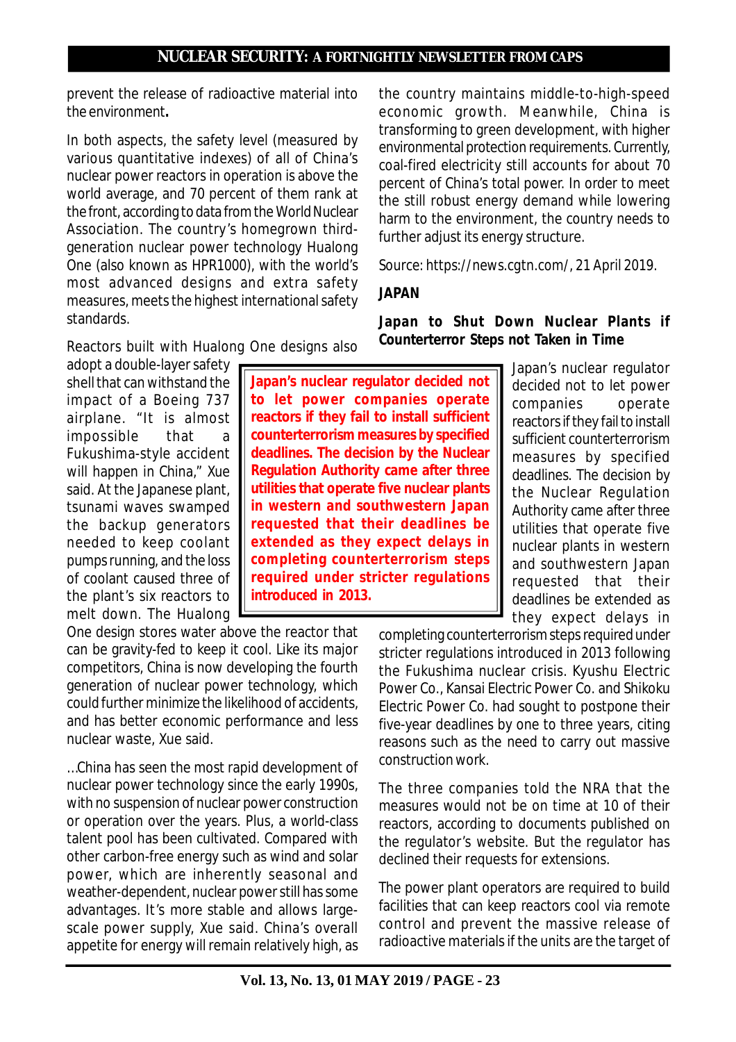prevent the release of radioactive material into the environment**.**

In both aspects, the safety level (measured by various quantitative indexes) of all of China's nuclear power reactors in operation is above the world average, and 70 percent of them rank at the front, according to data from the World Nuclear Association. The country's homegrown third-generation nuclear power technology Hualong One (also known as HPR1000), with the world's most advanced designs and extra safety measures, meets the highest international safety standards.

Reactors built with Hualong One designs also adopt a double-layer safety shell that can withstand the impact of a Boeing 737 airplane. "It is almost impossible that a Fukushima-style accident will happen in China," Xue said. At the Japanese plant, tsunami waves swamped the backup generators needed to keep coolant pumps running, and the loss of coolant caused three of the plant's six reactors to melt down. The Hualong One design stores water above the reactor that can be gravity-fed to keep it cool. Like its major competitors, China is now developing the fourth generation of nuclear power technology, which could further minimize the likelihood of accidents, and has better economic performance and less nuclear waste, Xue said.

...China has seen the most rapid development of nuclear power technology since the early 1990s, with no suspension of nuclear power construction or operation over the years. Plus, a world-class talent pool has been cultivated. Compared with other carbon-free energy such as wind and solar power, which are inherently seasonal and weather-dependent, nuclear power still has some advantages. It's more stable and allows large-scale power supply, Xue said. China's overall appetite for energy will remain relatively high, as the country maintains middle-to-high-speed economic growth. Meanwhile, China is transforming to green development, with higher environmental protection requirements. Currently, coal-fired electricity still accounts for about 70 percent of China's total power. In order to meet the still robust energy demand while lowering harm to the environment, the country needs to further adjust its energy structure.

Source: https://news.cgtn.com/, 21 April 2019.

**JAPAN**

### Japan to Shut Down Nuclear Plants if Counterterror Steps not Taken in Time

> **Japan's nuclear regulator decided not to let power companies operate reactors if they fail to install sufficient counterterrorism measures by specified deadlines. The decision by the Nuclear Regulation Authority came after three utilities that operate five nuclear plants in western and southwestern Japan requested that their deadlines be extended as they expect delays in completing counterterrorism steps required under stricter regulations introduced in 2013.**

Japan's nuclear regulator decided not to let power companies operate reactors if they fail to install sufficient counterterrorism measures by specified deadlines. The decision by the Nuclear Regulation Authority came after three utilities that operate five nuclear plants in western and southwestern Japan requested that their deadlines be extended as they expect delays in completing counterterrorism steps required under stricter regulations introduced in 2013 following the Fukushima nuclear crisis. Kyushu Electric Power Co., Kansai Electric Power Co. and Shikoku Electric Power Co. had sought to postpone their five-year deadlines by one to three years, citing reasons such as the need to carry out massive construction work.

The three companies told the NRA that the measures would not be on time at 10 of their reactors, according to documents published on the regulator's website. But the regulator has declined their requests for extensions.

The power plant operators are required to build facilities that can keep reactors cool via remote control and prevent the massive release of radioactive materials if the units are the target of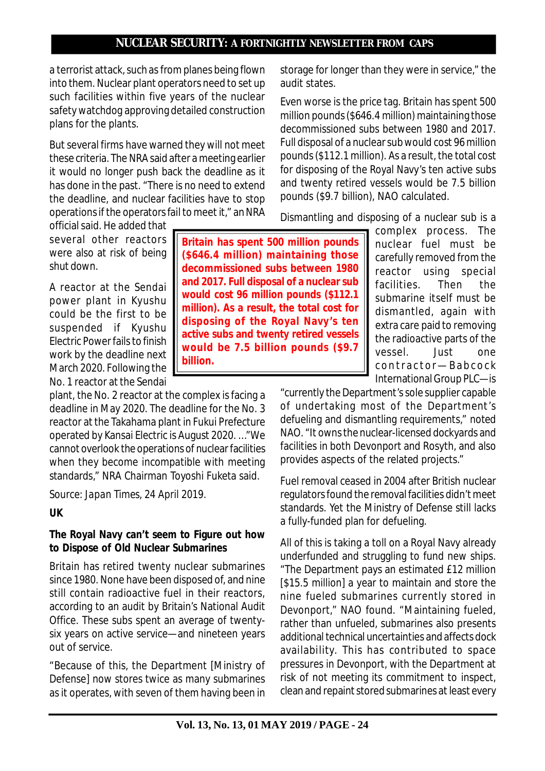a terrorist attack, such as from planes being flown into them. Nuclear plant operators need to set up such facilities within five years of the nuclear safety watchdog approving detailed construction plans for the plants.

But several firms have warned they will not meet these criteria. The NRA said after a meeting earlier it would no longer push back the deadline as it has done in the past. "There is no need to extend the deadline, and nuclear facilities have to stop operations if the operators fail to meet it," an NRA official said. He added that several other reactors were also at risk of being shut down.

A reactor at the Sendai power plant in Kyushu could be the first to be suspended if Kyushu Electric Power fails to finish work by the deadline next March 2020. Following the No. 1 reactor at the Sendai plant, the No. 2 reactor at the complex is facing a deadline in May 2020. The deadline for the No. 3 reactor at the Takahama plant in Fukui Prefecture operated by Kansai Electric is August 2020. …"We cannot overlook the operations of nuclear facilities when they become incompatible with meeting standards," NRA Chairman Toyoshi Fuketa said.

Source: Japan Times, 24 April 2019.

**UK**

**The Royal Navy can't seem to Figure out how to Dispose of Old Nuclear Submarines**

Britain has retired twenty nuclear submarines since 1980. None have been disposed of, and nine still contain radioactive fuel in their reactors, according to an audit by Britain's National Audit Office. These subs spent an average of twenty-six years on active service—and nineteen years out of service.

"Because of this, the Department [Ministry of Defense] now stores twice as many submarines as it operates, with seven of them having been in storage for longer than they were in service," the audit states.

Even worse is the price tag. Britain has spent 500 million pounds ($646.4 million) maintaining those decommissioned subs between 1980 and 2017. Full disposal of a nuclear sub would cost 96 million pounds ($112.1 million). As a result, the total cost for disposing of the Royal Navy's ten active subs and twenty retired vessels would be 7.5 billion pounds ($9.7 billion), NAO calculated.

> **Britain has spent 500 million pounds ($646.4 million) maintaining those decommissioned subs between 1980 and 2017. Full disposal of a nuclear sub would cost 96 million pounds ($112.1 million). As a result, the total cost for disposing of the Royal Navy's ten active subs and twenty retired vessels would be 7.5 billion pounds ($9.7 billion).**

Dismantling and disposing of a nuclear sub is a complex process. The nuclear fuel must be carefully removed from the reactor using special facilities. Then the submarine itself must be dismantled, again with extra care paid to removing the radioactive parts of the vessel. Just one contractor—Babcock International Group PLC—is "currently the Department's sole supplier capable of undertaking most of the Department's defueling and dismantling requirements," noted NAO. "It owns the nuclear-licensed dockyards and facilities in both Devonport and Rosyth, and also provides aspects of the related projects."

Fuel removal ceased in 2004 after British nuclear regulators found the removal facilities didn't meet standards. Yet the Ministry of Defense still lacks a fully-funded plan for defueling.

All of this is taking a toll on a Royal Navy already underfunded and struggling to fund new ships. "The Department pays an estimated £12 million [$15.5 million] a year to maintain and store the nine fueled submarines currently stored in Devonport," NAO found. "Maintaining fueled, rather than unfueled, submarines also presents additional technical uncertainties and affects dock availability. This has contributed to space pressures in Devonport, with the Department at risk of not meeting its commitment to inspect, clean and repaint stored submarines at least every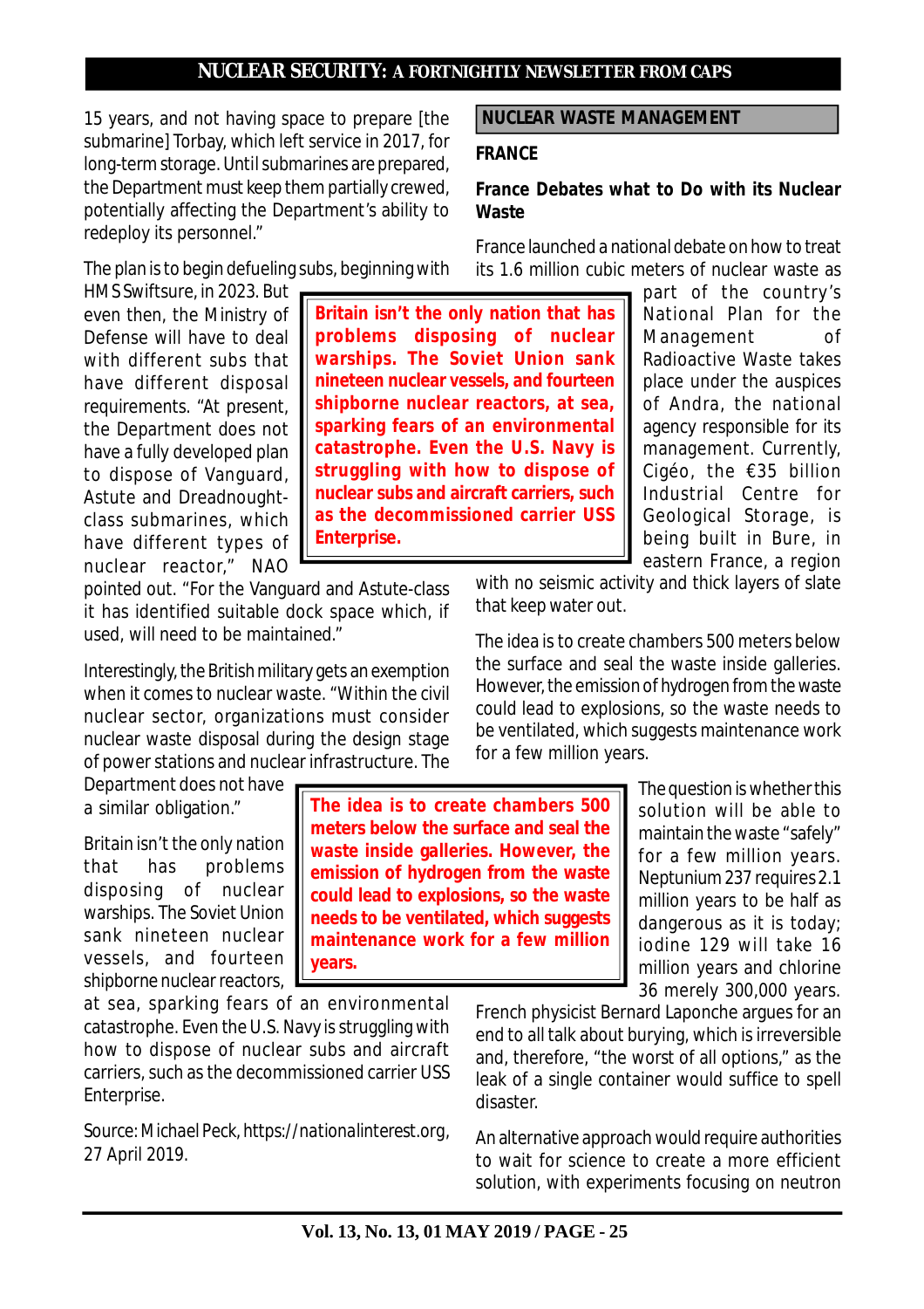15 years, and not having space to prepare [the submarine] Torbay, which left service in 2017, for long-term storage. Until submarines are prepared, the Department must keep them partially crewed, potentially affecting the Department's ability to redeploy its personnel."

The plan is to begin defueling subs, beginning with HMS Swiftsure, in 2023. But even then, the Ministry of Defense will have to deal with different subs that have different disposal requirements. "At present, the Department does not have a fully developed plan to dispose of Vanguard, Astute and Dreadnought-class submarines, which have different types of nuclear reactor," NAO pointed out. "For the Vanguard and Astute-class it has identified suitable dock space which, if used, will need to be maintained."

> **Britain isn't the only nation that has problems disposing of nuclear warships. The Soviet Union sank nineteen nuclear vessels, and fourteen shipborne nuclear reactors, at sea, sparking fears of an environmental catastrophe. Even the U.S. Navy is struggling with how to dispose of nuclear subs and aircraft carriers, such as the decommissioned carrier USS Enterprise.**

Interestingly, the British military gets an exemption when it comes to nuclear waste. "Within the civil nuclear sector, organizations must consider nuclear waste disposal during the design stage of power stations and nuclear infrastructure. The Department does not have a similar obligation."

Britain isn't the only nation that has problems disposing of nuclear warships. The Soviet Union sank nineteen nuclear vessels, and fourteen shipborne nuclear reactors, at sea, sparking fears of an environmental catastrophe. Even the U.S. Navy is struggling with how to dispose of nuclear subs and aircraft carriers, such as the decommissioned carrier USS Enterprise.

Source: Michael Peck, https://nationalinterest.org, 27 April 2019.

## NUCLEAR WASTE MANAGEMENT

### FRANCE

### France Debates what to Do with its Nuclear Waste

France launched a national debate on how to treat its 1.6 million cubic meters of nuclear waste as part of the country's National Plan for the Management of Radioactive Waste takes place under the auspices of Andra, the national agency responsible for its management. Currently, Cigéo, the €35 billion Industrial Centre for Geological Storage, is being built in Bure, in eastern France, a region with no seismic activity and thick layers of slate that keep water out.

The idea is to create chambers 500 meters below the surface and seal the waste inside galleries. However, the emission of hydrogen from the waste could lead to explosions, so the waste needs to be ventilated, which suggests maintenance work for a few million years.

> **The idea is to create chambers 500 meters below the surface and seal the waste inside galleries. However, the emission of hydrogen from the waste could lead to explosions, so the waste needs to be ventilated, which suggests maintenance work for a few million years.**

The question is whether this solution will be able to maintain the waste "safely" for a few million years. Neptunium 237 requires 2.1 million years to be half as dangerous as it is today; iodine 129 will take 16 million years and chlorine 36 merely 300,000 years.

French physicist Bernard Laponche argues for an end to all talk about burying, which is irreversible and, therefore, "the worst of all options," as the leak of a single container would suffice to spell disaster.

An alternative approach would require authorities to wait for science to create a more efficient solution, with experiments focusing on neutron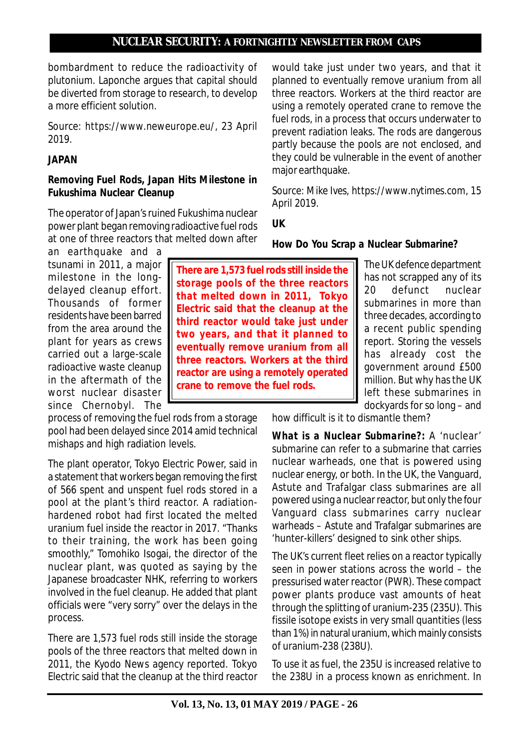bombardment to reduce the radioactivity of plutonium. Laponche argues that capital should be diverted from storage to research, to develop a more efficient solution.

Source: https://www.neweurope.eu/, 23 April 2019.

**JAPAN**

**Removing Fuel Rods, Japan Hits Milestone in Fukushima Nuclear Cleanup**

The operator of Japan's ruined Fukushima nuclear power plant began removing radioactive fuel rods at one of three reactors that melted down after an earthquake and a tsunami in 2011, a major milestone in the long-delayed cleanup effort. Thousands of former residents have been barred from the area around the plant for years as crews carried out a large-scale radioactive waste cleanup in the aftermath of the worst nuclear disaster since Chernobyl. The process of removing the fuel rods from a storage pool had been delayed since 2014 amid technical mishaps and high radiation levels.

> **There are 1,573 fuel rods still inside the storage pools of the three reactors that melted down in 2011, Tokyo Electric said that the cleanup at the third reactor would take just under two years, and that it planned to eventually remove uranium from all three reactors. Workers at the third reactor are using a remotely operated crane to remove the fuel rods.**

The plant operator, Tokyo Electric Power, said in a statement that workers began removing the first of 566 spent and unspent fuel rods stored in a pool at the plant's third reactor. A radiation-hardened robot had first located the melted uranium fuel inside the reactor in 2017. "Thanks to their training, the work has been going smoothly," Tomohiko Isogai, the director of the nuclear plant, was quoted as saying by the Japanese broadcaster NHK, referring to workers involved in the fuel cleanup. He added that plant officials were "very sorry" over the delays in the process.

There are 1,573 fuel rods still inside the storage pools of the three reactors that melted down in 2011, the Kyodo News agency reported. Tokyo Electric said that the cleanup at the third reactor would take just under two years, and that it planned to eventually remove uranium from all three reactors. Workers at the third reactor are using a remotely operated crane to remove the fuel rods, in a process that occurs underwater to prevent radiation leaks. The rods are dangerous partly because the pools are not enclosed, and they could be vulnerable in the event of another major earthquake.

Source: Mike Ives, https://www.nytimes.com, 15 April 2019.

**UK**

**How Do You Scrap a Nuclear Submarine?**

The UK defence department has not scrapped any of its 20 defunct nuclear submarines in more than three decades, according to a recent public spending report. Storing the vessels has already cost the government around £500 million. But why has the UK left these submarines in dockyards for so long – and how difficult is it to dismantle them?

**What is a Nuclear Submarine?:** A 'nuclear' submarine can refer to a submarine that carries nuclear warheads, one that is powered using nuclear energy, or both. In the UK, the Vanguard, Astute and Trafalgar class submarines are all powered using a nuclear reactor, but only the four Vanguard class submarines carry nuclear warheads – Astute and Trafalgar submarines are 'hunter-killers' designed to sink other ships.

The UK's current fleet relies on a reactor typically seen in power stations across the world – the pressurised water reactor (PWR). These compact power plants produce vast amounts of heat through the splitting of uranium-235 (235U). This fissile isotope exists in very small quantities (less than 1%) in natural uranium, which mainly consists of uranium-238 (238U).

To use it as fuel, the 235U is increased relative to the 238U in a process known as enrichment. In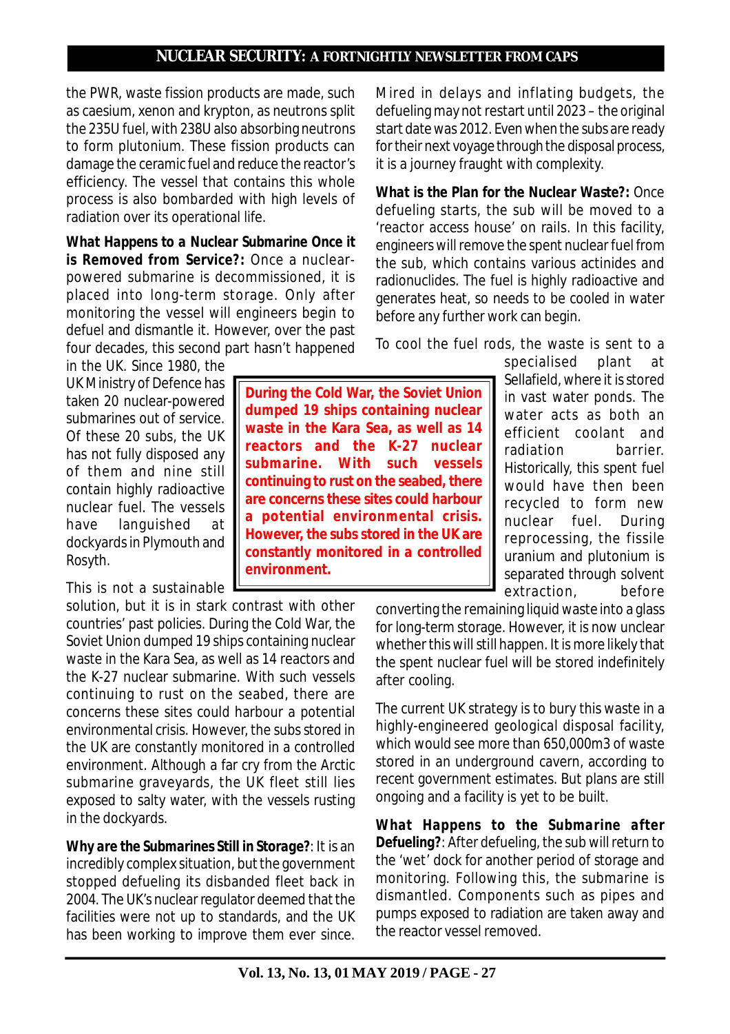the PWR, waste fission products are made, such as caesium, xenon and krypton, as neutrons split the 235U fuel, with 238U also absorbing neutrons to form plutonium. These fission products can damage the ceramic fuel and reduce the reactor's efficiency. The vessel that contains this whole process is also bombarded with high levels of radiation over its operational life.

**What Happens to a Nuclear Submarine Once it is Removed from Service?:** Once a nuclear-powered submarine is decommissioned, it is placed into long-term storage. Only after monitoring the vessel will engineers begin to defuel and dismantle it. However, over the past four decades, this second part hasn't happened in the UK. Since 1980, the UK Ministry of Defence has taken 20 nuclear-powered submarines out of service. Of these 20 subs, the UK has not fully disposed any of them and nine still contain highly radioactive nuclear fuel. The vessels have languished at dockyards in Plymouth and Rosyth.

> **During the Cold War, the Soviet Union dumped 19 ships containing nuclear waste in the Kara Sea, as well as 14 reactors and the K-27 nuclear submarine. With such vessels continuing to rust on the seabed, there are concerns these sites could harbour a potential environmental crisis. However, the subs stored in the UK are constantly monitored in a controlled environment.**

This is not a sustainable solution, but it is in stark contrast with other countries' past policies. During the Cold War, the Soviet Union dumped 19 ships containing nuclear waste in the Kara Sea, as well as 14 reactors and the K-27 nuclear submarine. With such vessels continuing to rust on the seabed, there are concerns these sites could harbour a potential environmental crisis. However, the subs stored in the UK are constantly monitored in a controlled environment. Although a far cry from the Arctic submarine graveyards, the UK fleet still lies exposed to salty water, with the vessels rusting in the dockyards.

**Why are the Submarines Still in Storage?**: It is an incredibly complex situation, but the government stopped defueling its disbanded fleet back in 2004. The UK's nuclear regulator deemed that the facilities were not up to standards, and the UK has been working to improve them ever since. Mired in delays and inflating budgets, the defueling may not restart until 2023 – the original start date was 2012. Even when the subs are ready for their next voyage through the disposal process, it is a journey fraught with complexity.

**What is the Plan for the Nuclear Waste?:** Once defueling starts, the sub will be moved to a 'reactor access house' on rails. In this facility, engineers will remove the spent nuclear fuel from the sub, which contains various actinides and radionuclides. The fuel is highly radioactive and generates heat, so needs to be cooled in water before any further work can begin.

To cool the fuel rods, the waste is sent to a specialised plant at Sellafield, where it is stored in vast water ponds. The water acts as both an efficient coolant and radiation barrier. Historically, this spent fuel would have then been recycled to form new nuclear fuel. During reprocessing, the fissile uranium and plutonium is separated through solvent extraction, before converting the remaining liquid waste into a glass for long-term storage. However, it is now unclear whether this will still happen. It is more likely that the spent nuclear fuel will be stored indefinitely after cooling.

The current UK strategy is to bury this waste in a highly-engineered geological disposal facility, which would see more than 650,000m3 of waste stored in an underground cavern, according to recent government estimates. But plans are still ongoing and a facility is yet to be built.

**What Happens to the Submarine after Defueling?**: After defueling, the sub will return to the 'wet' dock for another period of storage and monitoring. Following this, the submarine is dismantled. Components such as pipes and pumps exposed to radiation are taken away and the reactor vessel removed.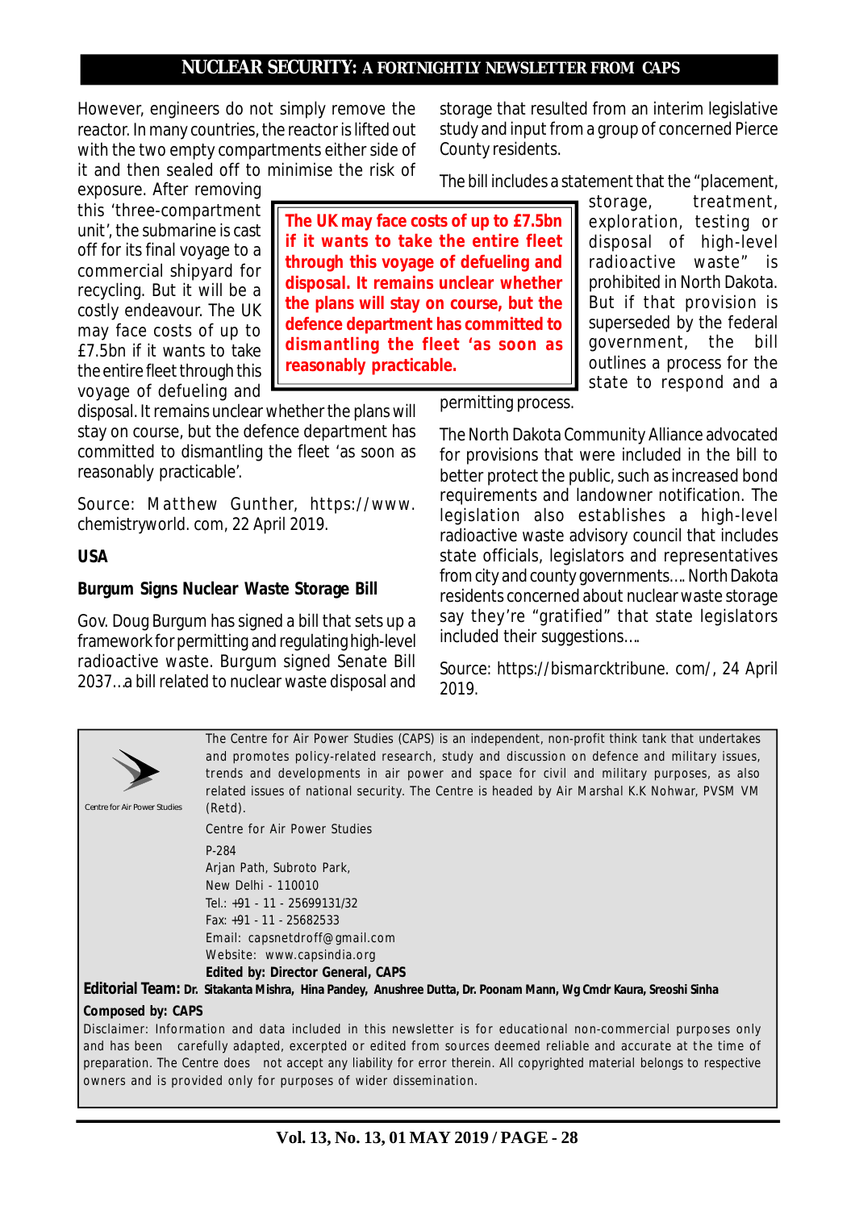However, engineers do not simply remove the reactor. In many countries, the reactor is lifted out with the two empty compartments either side of it and then sealed off to minimise the risk of exposure. After removing this 'three-compartment unit', the submarine is cast off for its final voyage to a commercial shipyard for recycling. But it will be a costly endeavour. The UK may face costs of up to £7.5bn if it wants to take the entire fleet through this voyage of defueling and disposal. It remains unclear whether the plans will stay on course, but the defence department has committed to dismantling the fleet 'as soon as reasonably practicable'.

**The UK may face costs of up to £7.5bn if it wants to take the entire fleet through this voyage of defueling and disposal. It remains unclear whether the plans will stay on course, but the defence department has committed to dismantling the fleet 'as soon as reasonably practicable.**

Source: Matthew Gunther, https://www.chemistryworld. com, 22 April 2019.

**USA**

**Burgum Signs Nuclear Waste Storage Bill**

Gov. Doug Burgum has signed a bill that sets up a framework for permitting and regulating high-level radioactive waste. Burgum signed Senate Bill 2037...a bill related to nuclear waste disposal and storage that resulted from an interim legislative study and input from a group of concerned Pierce County residents.

The bill includes a statement that the "placement, storage, treatment, exploration, testing or disposal of high-level radioactive waste" is prohibited in North Dakota. But if that provision is superseded by the federal government, the bill outlines a process for the state to respond and a permitting process.

The North Dakota Community Alliance advocated for provisions that were included in the bill to better protect the public, such as increased bond requirements and landowner notification. The legislation also establishes a high-level radioactive waste advisory council that includes state officials, legislators and representatives from city and county governments.... North Dakota residents concerned about nuclear waste storage say they're "gratified" that state legislators included their suggestions....

Source: https://bismarcktribune. com/, 24 April 2019.

---

Centre for Air Power Studies

The Centre for Air Power Studies (CAPS) is an independent, non-profit think tank that undertakes and promotes policy-related research, study and discussion on defence and military issues, trends and developments in air power and space for civil and military purposes, as also related issues of national security. The Centre is headed by Air Marshal K.K Nohwar, PVSM VM (Retd).

Centre for Air Power Studies

P-284
Arjan Path, Subroto Park,
New Delhi - 110010
Tel.: +91 - 11 - 25699131/32
Fax: +91 - 11 - 25682533
Email: capsnetdroff@gmail.com
Website: www.capsindia.org

**Edited by: Director General, CAPS**

**Editorial Team:** Dr. Sitakanta Mishra, Hina Pandey, Anushree Dutta, Dr. Poonam Mann, Wg Cmdr Kaura, Sreoshi Sinha

**Composed by: CAPS**

Disclaimer: Information and data included in this newsletter is for educational non-commercial purposes only and has been carefully adapted, excerpted or edited from sources deemed reliable and accurate at the time of preparation. The Centre does not accept any liability for error therein. All copyrighted material belongs to respective owners and is provided only for purposes of wider dissemination.